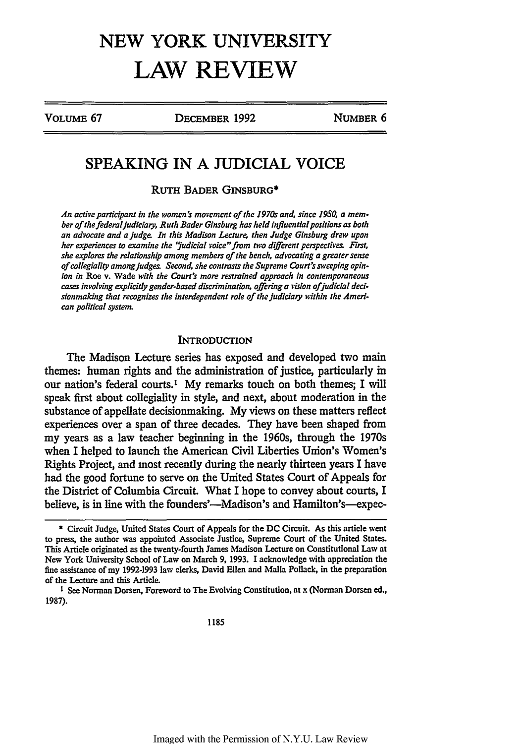# NEW YORK UNIVERSITY LAW REVIEW

VOLUME 67 DECEMBER 1992 NUMBER 6

## SPEAKING IN A JUDICIAL VOICE

RUTH BADER GINSBURG*

*An active participant in the women's movement of the 1970s and, since 1980, a member of the federal judiciary, Ruth Bader Ginsburg has held influential positions as both an advocate and a judge. In this Madison Lecture, then Judge Ginsburg drew upon her experiences to examine the "judicial voice" from two different perspectives. First, she explores the relationship among members of the bench, advocating a greater sense of collegiality among judges. Second, she contrasts the Supreme Court's sweeping opinion in* Roe v. Wade *with the Court's more restrained approach in contemporaneous cases involving explicitly gender-based discrimination, offering a vision of judicial decisionmaking that recognizes the interdependent role of the judiciary within the American political system.*

### INTRODUCTION

The Madison Lecture series has exposed and developed two main themes: human rights and the administration of justice, particularly in our nation's federal courts.[1] My remarks touch on both themes; I will speak first about collegiality in style, and next, about moderation in the substance of appellate decisionmaking. My views on these matters reflect experiences over a span of three decades. They have been shaped from my years as a law teacher beginning in the 1960s, through the 1970s when I helped to launch the American Civil Liberties Union's Women's Rights Project, and most recently during the nearly thirteen years I have had the good fortune to serve on the United States Court of Appeals for the District of Columbia Circuit. What I hope to convey about courts, I believe, is in line with the founders'—Madison's and Hamilton's—expec-

* Circuit Judge, United States Court of Appeals for the DC Circuit. As this article went to press, the author was appointed Associate Justice, Supreme Court of the United States. This Article originated as the twenty-fourth James Madison Lecture on Constitutional Law at New York University School of Law on March 9, 1993. I acknowledge with appreciation the fine assistance of my 1992-1993 law clerks, David Ellen and Malla Pollack, in the preparation of the Lecture and this Article.

1 See Norman Dorsen, Foreword to The Evolving Constitution, at x (Norman Dorsen ed., 1987).

Imaged with the Permission of N.Y.U. Law Review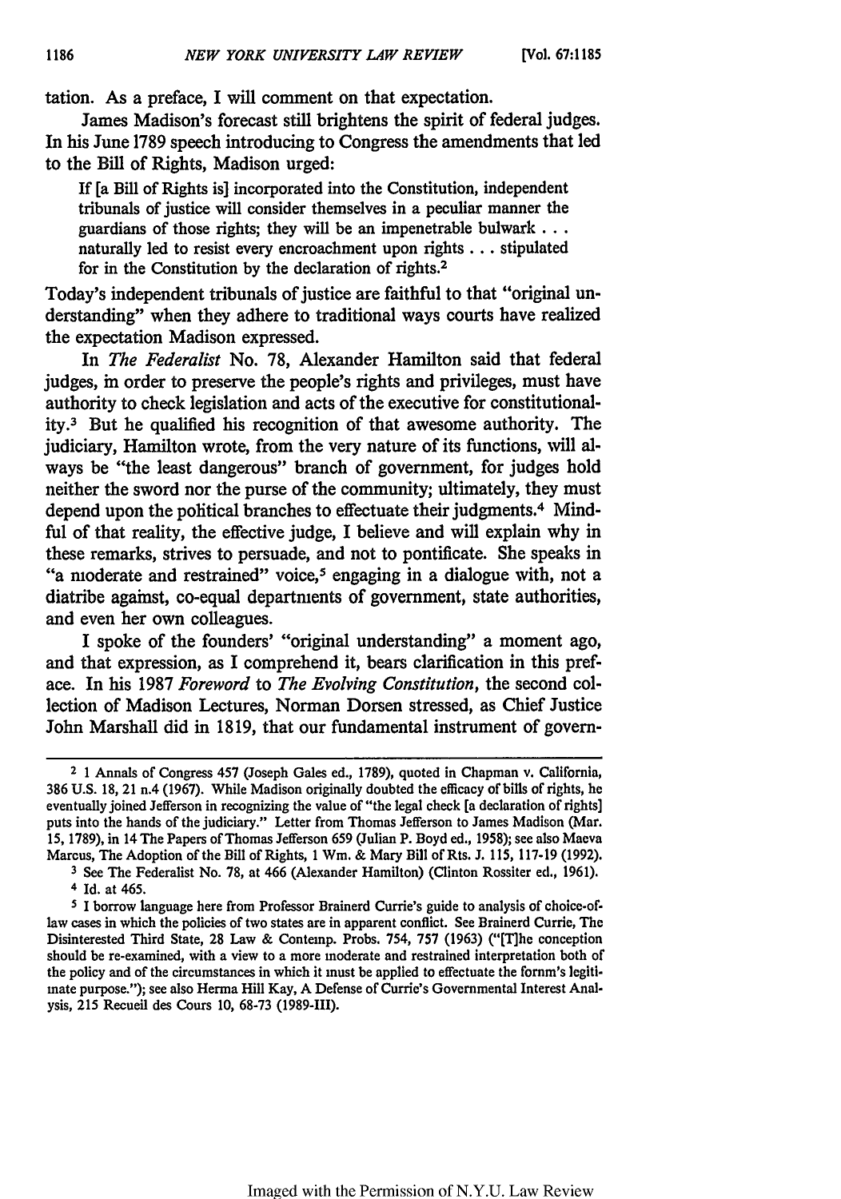tation. As a preface, I will comment on that expectation.

James Madison's forecast still brightens the spirit of federal judges. In his June 1789 speech introducing to Congress the amendments that led to the Bill of Rights, Madison urged:

> If [a Bill of Rights is] incorporated into the Constitution, independent tribunals of justice will consider themselves in a peculiar manner the guardians of those rights; they will be an impenetrable bulwark . . . naturally led to resist every encroachment upon rights . . . stipulated for in the Constitution by the declaration of rights.[2]

Today's independent tribunals of justice are faithful to that "original understanding" when they adhere to traditional ways courts have realized the expectation Madison expressed.

In *The Federalist* No. 78, Alexander Hamilton said that federal judges, in order to preserve the people's rights and privileges, must have authority to check legislation and acts of the executive for constitutionality.[3] But he qualified his recognition of that awesome authority. The judiciary, Hamilton wrote, from the very nature of its functions, will always be "the least dangerous" branch of government, for judges hold neither the sword nor the purse of the community; ultimately, they must depend upon the political branches to effectuate their judgments.[4] Mindful of that reality, the effective judge, I believe and will explain why in these remarks, strives to persuade, and not to pontificate. She speaks in "a moderate and restrained" voice,[5] engaging in a dialogue with, not a diatribe against, co-equal departments of government, state authorities, and even her own colleagues.

I spoke of the founders' "original understanding" a moment ago, and that expression, as I comprehend it, bears clarification in this preface. In his 1987 *Foreword* to *The Evolving Constitution*, the second collection of Madison Lectures, Norman Dorsen stressed, as Chief Justice John Marshall did in 1819, that our fundamental instrument of govern-

---

[2] 1 Annals of Congress 457 (Joseph Gales ed., 1789), quoted in Chapman v. California, 386 U.S. 18, 21 n.4 (1967). While Madison originally doubted the efficacy of bills of rights, he eventually joined Jefferson in recognizing the value of "the legal check [a declaration of rights] puts into the hands of the judiciary." Letter from Thomas Jefferson to James Madison (Mar. 15, 1789), in 14 The Papers of Thomas Jefferson 659 (Julian P. Boyd ed., 1958); see also Maeva Marcus, The Adoption of the Bill of Rights, 1 Wm. & Mary Bill of Rts. J. 115, 117-19 (1992).

[3] See The Federalist No. 78, at 466 (Alexander Hamilton) (Clinton Rossiter ed., 1961).

[4] Id. at 465.

[5] I borrow language here from Professor Brainerd Currie's guide to analysis of choice-of-law cases in which the policies of two states are in apparent conflict. See Brainerd Currie, The Disinterested Third State, 28 Law & Contemp. Probs. 754, 757 (1963) ("[T]he conception should be re-examined, with a view to a more moderate and restrained interpretation both of the policy and of the circumstances in which it must be applied to effectuate the forum's legitimate purpose."); see also Herma Hill Kay, A Defense of Currie's Governmental Interest Analysis, 215 Recueil des Cours 10, 68-73 (1989-III).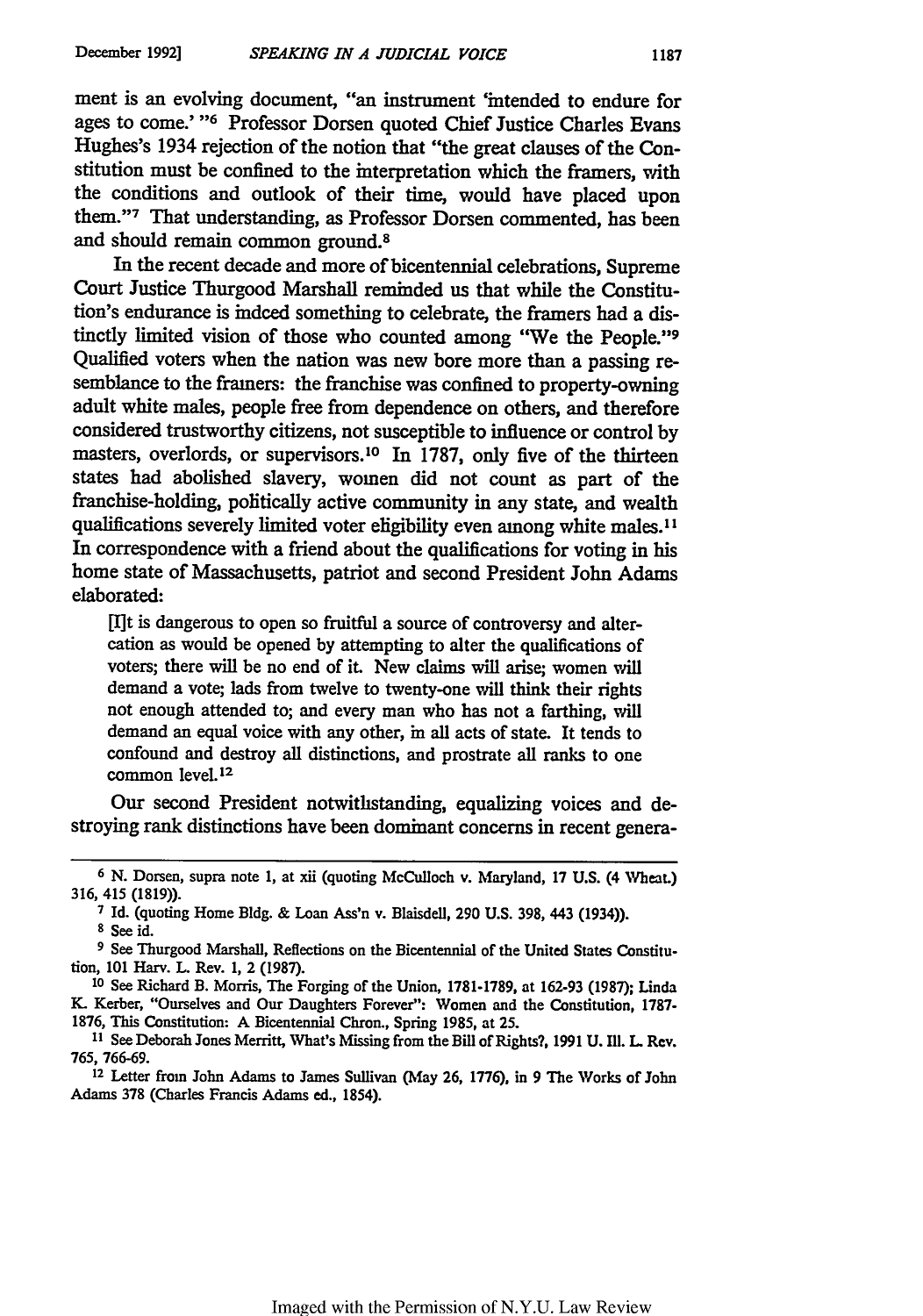ment is an evolving document, "an instrument 'intended to endure for ages to come.'"[6] Professor Dorsen quoted Chief Justice Charles Evans Hughes's 1934 rejection of the notion that "the great clauses of the Constitution must be confined to the interpretation which the framers, with the conditions and outlook of their time, would have placed upon them."[7] That understanding, as Professor Dorsen commented, has been and should remain common ground.[8]

In the recent decade and more of bicentennial celebrations, Supreme Court Justice Thurgood Marshall reminded us that while the Constitution's endurance is indeed something to celebrate, the framers had a distinctly limited vision of those who counted among "We the People."[9] Qualified voters when the nation was new bore more than a passing resemblance to the framers: the franchise was confined to property-owning adult white males, people free from dependence on others, and therefore considered trustworthy citizens, not susceptible to influence or control by masters, overlords, or supervisors.[10] In 1787, only five of the thirteen states had abolished slavery, women did not count as part of the franchise-holding, politically active community in any state, and wealth qualifications severely limited voter eligibility even among white males.[11] In correspondence with a friend about the qualifications for voting in his home state of Massachusetts, patriot and second President John Adams elaborated:

> [I]t is dangerous to open so fruitful a source of controversy and altercation as would be opened by attempting to alter the qualifications of voters; there will be no end of it. New claims will arise; women will demand a vote; lads from twelve to twenty-one will think their rights not enough attended to; and every man who has not a farthing, will demand an equal voice with any other, in all acts of state. It tends to confound and destroy all distinctions, and prostrate all ranks to one common level.[12]

Our second President notwithstanding, equalizing voices and destroying rank distinctions have been dominant concerns in recent genera-

---

[6] N. Dorsen, supra note 1, at xii (quoting McCulloch v. Maryland, 17 U.S. (4 Wheat.) 316, 415 (1819)).

[7] Id. (quoting Home Bldg. & Loan Ass'n v. Blaisdell, 290 U.S. 398, 443 (1934)).

[8] See id.

[9] See Thurgood Marshall, Reflections on the Bicentennial of the United States Constitution, 101 Harv. L. Rev. 1, 2 (1987).

[10] See Richard B. Morris, The Forging of the Union, 1781-1789, at 162-93 (1987); Linda K. Kerber, "Ourselves and Our Daughters Forever": Women and the Constitution, 1787-1876, This Constitution: A Bicentennial Chron., Spring 1985, at 25.

[11] See Deborah Jones Merritt, What's Missing from the Bill of Rights?, 1991 U. Ill. L. Rev. 765, 766-69.

[12] Letter from John Adams to James Sullivan (May 26, 1776), in 9 The Works of John Adams 378 (Charles Francis Adams ed., 1854).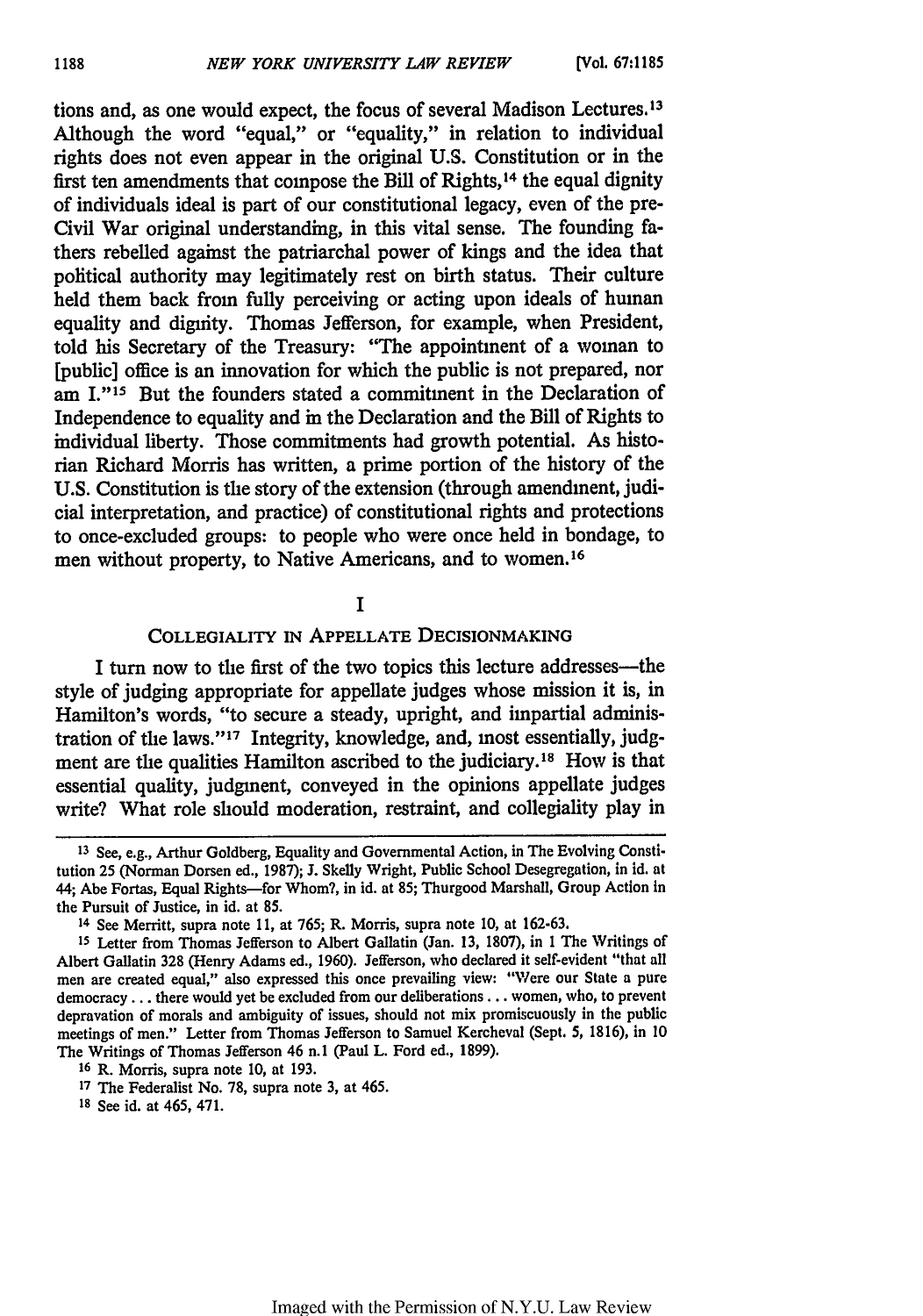tions and, as one would expect, the focus of several Madison Lectures.[13] Although the word "equal," or "equality," in relation to individual rights does not even appear in the original U.S. Constitution or in the first ten amendments that compose the Bill of Rights,[14] the equal dignity of individuals ideal is part of our constitutional legacy, even of the pre-Civil War original understanding, in this vital sense. The founding fathers rebelled against the patriarchal power of kings and the idea that political authority may legitimately rest on birth status. Their culture held them back from fully perceiving or acting upon ideals of human equality and dignity. Thomas Jefferson, for example, when President, told his Secretary of the Treasury: "The appointment of a woman to [public] office is an innovation for which the public is not prepared, nor am I."[15] But the founders stated a commitment in the Declaration of Independence to equality and in the Declaration and the Bill of Rights to individual liberty. Those commitments had growth potential. As historian Richard Morris has written, a prime portion of the history of the U.S. Constitution is the story of the extension (through amendment, judicial interpretation, and practice) of constitutional rights and protections to once-excluded groups: to people who were once held in bondage, to men without property, to Native Americans, and to women.[16]

## I

## COLLEGIALITY IN APPELLATE DECISIONMAKING

I turn now to the first of the two topics this lecture addresses—the style of judging appropriate for appellate judges whose mission it is, in Hamilton's words, "to secure a steady, upright, and impartial administration of the laws."[17] Integrity, knowledge, and, most essentially, judgment are the qualities Hamilton ascribed to the judiciary.[18] How is that essential quality, judgment, conveyed in the opinions appellate judges write? What role should moderation, restraint, and collegiality play in

---

[13] See, e.g., Arthur Goldberg, Equality and Governmental Action, in The Evolving Constitution 25 (Norman Dorsen ed., 1987); J. Skelly Wright, Public School Desegregation, in id. at 44; Abe Fortas, Equal Rights—for Whom?, in id. at 85; Thurgood Marshall, Group Action in the Pursuit of Justice, in id. at 85.

[14] See Merritt, supra note 11, at 765; R. Morris, supra note 10, at 162-63.

[15] Letter from Thomas Jefferson to Albert Gallatin (Jan. 13, 1807), in 1 The Writings of Albert Gallatin 328 (Henry Adams ed., 1960). Jefferson, who declared it self-evident "that all men are created equal," also expressed this once prevailing view: "Were our State a pure democracy . . . there would yet be excluded from our deliberations . . . women, who, to prevent depravation of morals and ambiguity of issues, should not mix promiscuously in the public meetings of men." Letter from Thomas Jefferson to Samuel Kercheval (Sept. 5, 1816), in 10 The Writings of Thomas Jefferson 46 n.1 (Paul L. Ford ed., 1899).

[16] R. Morris, supra note 10, at 193.

[17] The Federalist No. 78, supra note 3, at 465.

[18] See id. at 465, 471.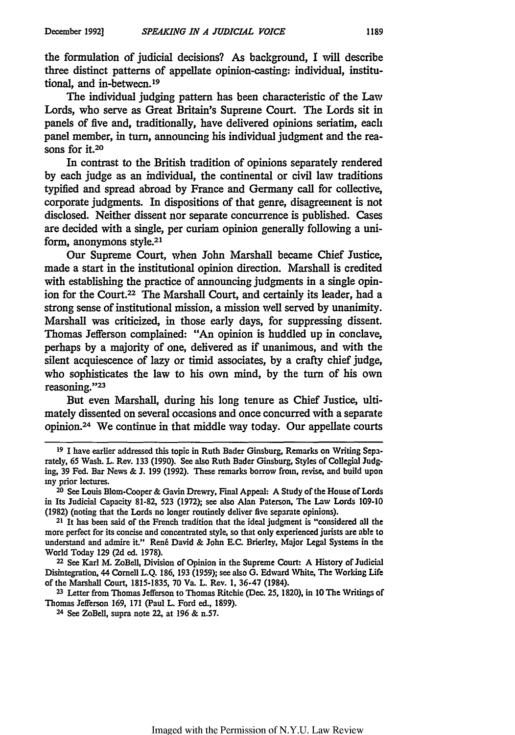the formulation of judicial decisions? As background, I will describe three distinct patterns of appellate opinion-casting: individual, institutional, and in-between.[19]

The individual judging pattern has been characteristic of the Law Lords, who serve as Great Britain's Supreme Court. The Lords sit in panels of five and, traditionally, have delivered opinions seriatim, each panel member, in turn, announcing his individual judgment and the reasons for it.[20]

In contrast to the British tradition of opinions separately rendered by each judge as an individual, the continental or civil law traditions typified and spread abroad by France and Germany call for collective, corporate judgments. In dispositions of that genre, disagreement is not disclosed. Neither dissent nor separate concurrence is published. Cases are decided with a single, per curiam opinion generally following a uniform, anonymons style.[21]

Our Supreme Court, when John Marshall became Chief Justice, made a start in the institutional opinion direction. Marshall is credited with establishing the practice of announcing judgments in a single opinion for the Court.[22] The Marshall Court, and certainly its leader, had a strong sense of institutional mission, a mission well served by unanimity. Marshall was criticized, in those early days, for suppressing dissent. Thomas Jefferson complained: "An opinion is huddled up in conclave, perhaps by a majority of one, delivered as if unanimous, and with the silent acquiescence of lazy or timid associates, by a crafty chief judge, who sophisticates the law to his own mind, by the turn of his own reasoning."[23]

But even Marshall, during his long tenure as Chief Justice, ultimately dissented on several occasions and once concurred with a separate opinion.[24] We continue in that middle way today. Our appellate courts

---

[19] I have earlier addressed this topic in Ruth Bader Ginsburg, Remarks on Writing Separately, 65 Wash. L. Rev. 133 (1990). See also Ruth Bader Ginsburg, Styles of Collegial Judging, 39 Fed. Bar News & J. 199 (1992). These remarks borrow from, revise, and build upon my prior lectures.

[20] See Louis Blom-Cooper & Gavin Drewry, Final Appeal: A Study of the House of Lords in Its Judicial Capacity 81-82, 523 (1972); see also Alan Paterson, The Law Lords 109-10 (1982) (noting that the Lords no longer routinely deliver five separate opinions).

[21] It has been said of the French tradition that the ideal judgment is "considered all the more perfect for its concise and concentrated style, so that only experienced jurists are able to understand and admire it." René David & John E.C. Brierley, Major Legal Systems in the World Today 129 (2d ed. 1978).

[22] See Karl M. ZoBell, Division of Opinion in the Supreme Court: A History of Judicial Disintegration, 44 Cornell L.Q. 186, 193 (1959); see also G. Edward White, The Working Life of the Marshall Court, 1815-1835, 70 Va. L. Rev. 1, 36-47 (1984).

[23] Letter from Thomas Jefferson to Thomas Ritchie (Dec. 25, 1820), in 10 The Writings of Thomas Jefferson 169, 171 (Paul L. Ford ed., 1899).

[24] See ZoBell, supra note 22, at 196 & n.57.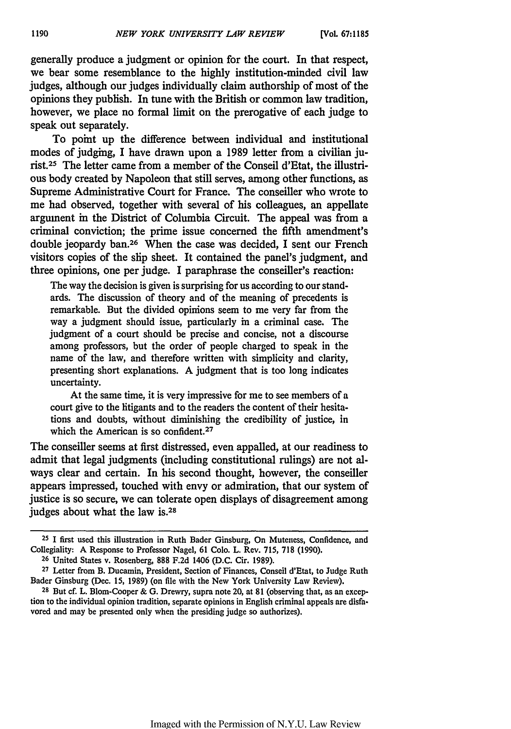generally produce a judgment or opinion for the court. In that respect, we bear some resemblance to the highly institution-minded civil law judges, although our judges individually claim authorship of most of the opinions they publish. In tune with the British or common law tradition, however, we place no formal limit on the prerogative of each judge to speak out separately.

To point up the difference between individual and institutional modes of judging, I have drawn upon a 1989 letter from a civilian jurist.[25] The letter came from a member of the Conseil d'Etat, the illustrious body created by Napoleon that still serves, among other functions, as Supreme Administrative Court for France. The conseiller who wrote to me had observed, together with several of his colleagues, an appellate argument in the District of Columbia Circuit. The appeal was from a criminal conviction; the prime issue concerned the fifth amendment's double jeopardy ban.[26] When the case was decided, I sent our French visitors copies of the slip sheet. It contained the panel's judgment, and three opinions, one per judge. I paraphrase the conseiller's reaction:

> The way the decision is given is surprising for us according to our standards. The discussion of theory and of the meaning of precedents is remarkable. But the divided opinions seem to me very far from the way a judgment should issue, particularly in a criminal case. The judgment of a court should be precise and concise, not a discourse among professors, but the order of people charged to speak in the name of the law, and therefore written with simplicity and clarity, presenting short explanations. A judgment that is too long indicates uncertainty.
>
> At the same time, it is very impressive for me to see members of a court give to the litigants and to the readers the content of their hesitations and doubts, without diminishing the credibility of justice, in which the American is so confident.[27]

The conseiller seems at first distressed, even appalled, at our readiness to admit that legal judgments (including constitutional rulings) are not always clear and certain. In his second thought, however, the conseiller appears impressed, touched with envy or admiration, that our system of justice is so secure, we can tolerate open displays of disagreement among judges about what the law is.[28]

---

[25] I first used this illustration in Ruth Bader Ginsburg, On Muteness, Confidence, and Collegiality: A Response to Professor Nagel, 61 Colo. L. Rev. 715, 718 (1990).

[26] United States v. Rosenberg, 888 F.2d 1406 (D.C. Cir. 1989).

[27] Letter from B. Ducamin, President, Section of Finances, Conseil d'Etat, to Judge Ruth Bader Ginsburg (Dec. 15, 1989) (on file with the New York University Law Review).

[28] But cf. L. Blom-Cooper & G. Drewry, supra note 20, at 81 (observing that, as an exception to the individual opinion tradition, separate opinions in English criminal appeals are disfavored and may be presented only when the presiding judge so authorizes).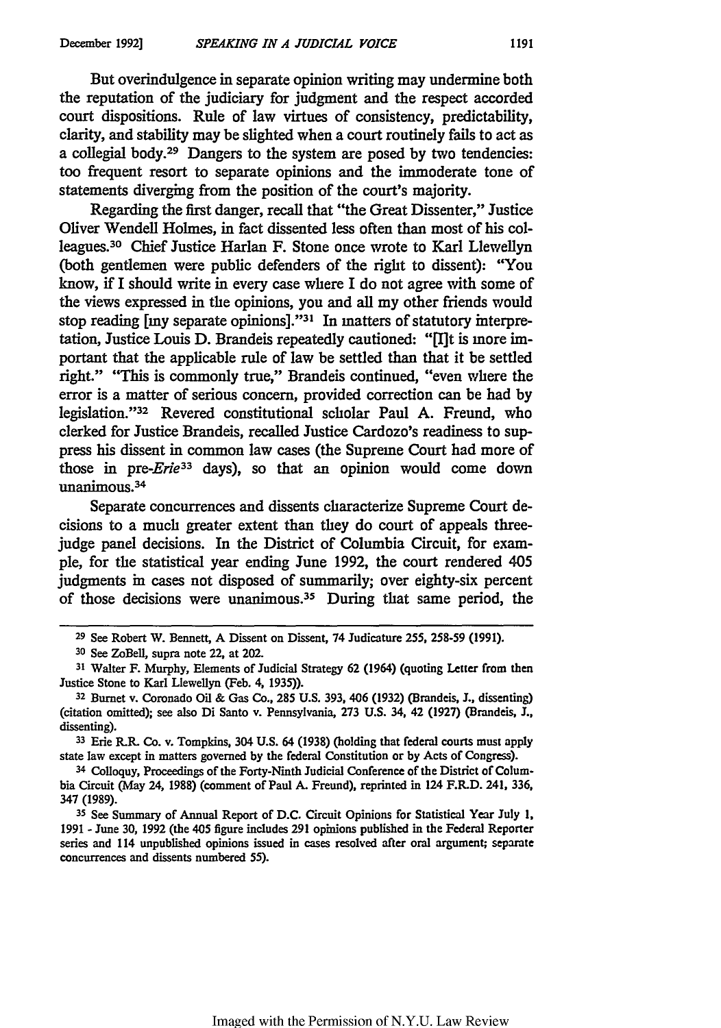But overindulgence in separate opinion writing may undermine both the reputation of the judiciary for judgment and the respect accorded court dispositions. Rule of law virtues of consistency, predictability, clarity, and stability may be slighted when a court routinely fails to act as a collegial body.[29] Dangers to the system are posed by two tendencies: too frequent resort to separate opinions and the immoderate tone of statements diverging from the position of the court's majority.

Regarding the first danger, recall that "the Great Dissenter," Justice Oliver Wendell Holmes, in fact dissented less often than most of his colleagues.[30] Chief Justice Harlan F. Stone once wrote to Karl Llewellyn (both gentlemen were public defenders of the right to dissent): "You know, if I should write in every case where I do not agree with some of the views expressed in the opinions, you and all my other friends would stop reading [my separate opinions]."[31] In matters of statutory interpretation, Justice Louis D. Brandeis repeatedly cautioned: "[I]t is more important that the applicable rule of law be settled than that it be settled right." "This is commonly true," Brandeis continued, "even where the error is a matter of serious concern, provided correction can be had by legislation."[32] Revered constitutional scholar Paul A. Freund, who clerked for Justice Brandeis, recalled Justice Cardozo's readiness to suppress his dissent in common law cases (the Supreme Court had more of those in pre-*Erie*[33] days), so that an opinion would come down unanimous.[34]

Separate concurrences and dissents characterize Supreme Court decisions to a much greater extent than they do court of appeals three-judge panel decisions. In the District of Columbia Circuit, for example, for the statistical year ending June 1992, the court rendered 405 judgments in cases not disposed of summarily; over eighty-six percent of those decisions were unanimous.[35] During that same period, the

---

[29] See Robert W. Bennett, A Dissent on Dissent, 74 Judicature 255, 258-59 (1991).

[30] See ZoBell, supra note 22, at 202.

[31] Walter F. Murphy, Elements of Judicial Strategy 62 (1964) (quoting Letter from then Justice Stone to Karl Llewellyn (Feb. 4, 1935)).

[32] Burnet v. Coronado Oil & Gas Co., 285 U.S. 393, 406 (1932) (Brandeis, J., dissenting) (citation omitted); see also Di Santo v. Pennsylvania, 273 U.S. 34, 42 (1927) (Brandeis, J., dissenting).

[33] Erie R.R. Co. v. Tompkins, 304 U.S. 64 (1938) (holding that federal courts must apply state law except in matters governed by the federal Constitution or by Acts of Congress).

[34] Colloquy, Proceedings of the Forty-Ninth Judicial Conference of the District of Columbia Circuit (May 24, 1988) (comment of Paul A. Freund), reprinted in 124 F.R.D. 241, 336, 347 (1989).

[35] See Summary of Annual Report of D.C. Circuit Opinions for Statistical Year July 1, 1991 - June 30, 1992 (the 405 figure includes 291 opinions published in the Federal Reporter series and 114 unpublished opinions issued in cases resolved after oral argument; separate concurrences and dissents numbered 55).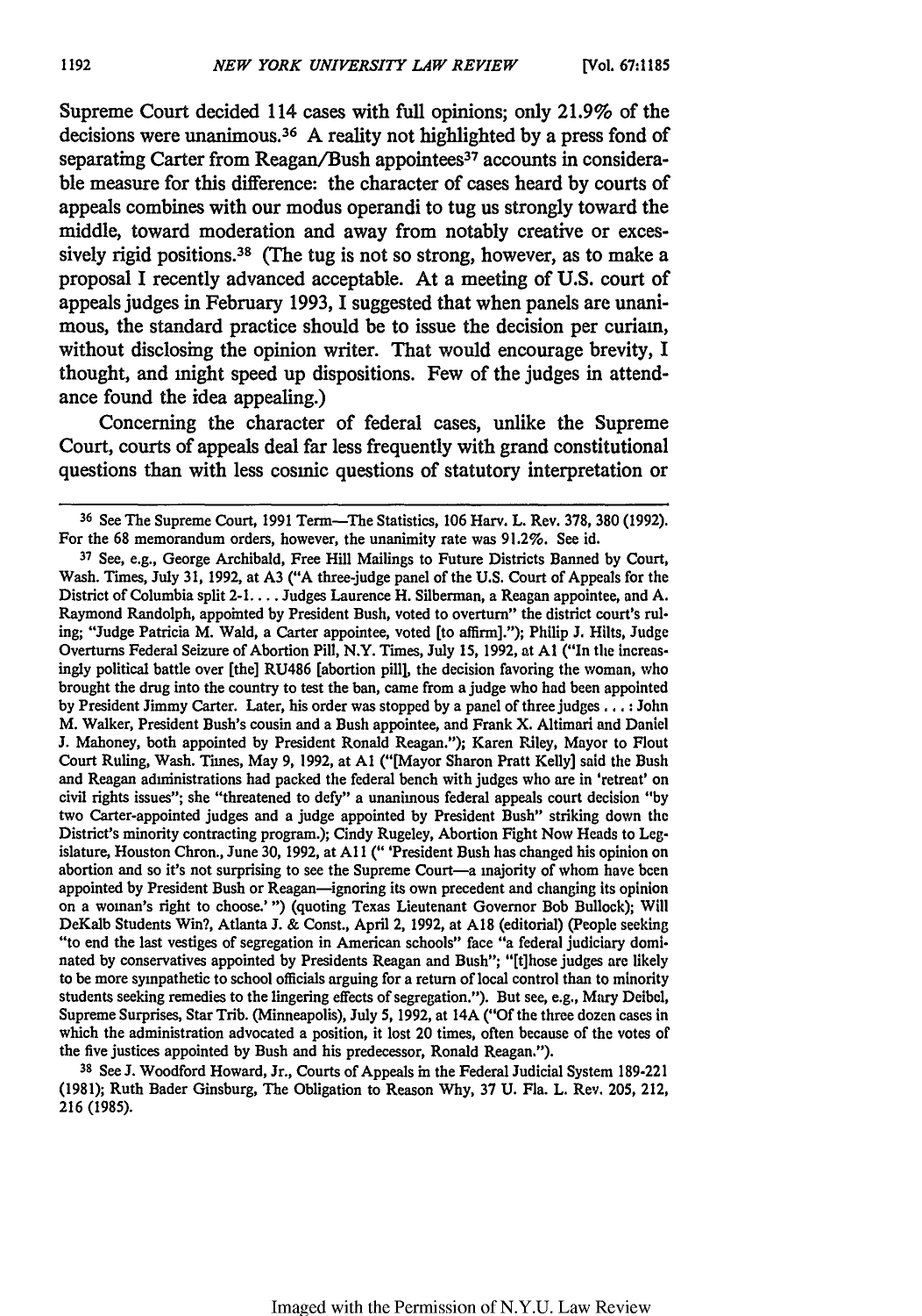Supreme Court decided 114 cases with full opinions; only 21.9% of the decisions were unanimous.[36] A reality not highlighted by a press fond of separating Carter from Reagan/Bush appointees[37] accounts in considerable measure for this difference: the character of cases heard by courts of appeals combines with our modus operandi to tug us strongly toward the middle, toward moderation and away from notably creative or excessively rigid positions.[38] (The tug is not so strong, however, as to make a proposal I recently advanced acceptable. At a meeting of U.S. court of appeals judges in February 1993, I suggested that when panels are unanimous, the standard practice should be to issue the decision per curiam, without disclosing the opinion writer. That would encourage brevity, I thought, and might speed up dispositions. Few of the judges in attendance found the idea appealing.)

Concerning the character of federal cases, unlike the Supreme Court, courts of appeals deal far less frequently with grand constitutional questions than with less cosmic questions of statutory interpretation or

---

[36] See The Supreme Court, 1991 Term—The Statistics, 106 Harv. L. Rev. 378, 380 (1992). For the 68 memorandum orders, however, the unanimity rate was 91.2%. See id.

[37] See, e.g., George Archibald, Free Hill Mailings to Future Districts Banned by Court, Wash. Times, July 31, 1992, at A3 ("A three-judge panel of the U.S. Court of Appeals for the District of Columbia split 2-1. . . . Judges Laurence H. Silberman, a Reagan appointee, and A. Raymond Randolph, appointed by President Bush, voted to overturn" the district court's ruling; "Judge Patricia M. Wald, a Carter appointee, voted [to affirm]."); Philip J. Hilts, Judge Overturns Federal Seizure of Abortion Pill, N.Y. Times, July 15, 1992, at A1 ("In the increasingly political battle over [the] RU486 [abortion pill], the decision favoring the woman, who brought the drug into the country to test the ban, came from a judge who had been appointed by President Jimmy Carter. Later, his order was stopped by a panel of three judges . . . : John M. Walker, President Bush's cousin and a Bush appointee, and Frank X. Altimari and Daniel J. Mahoney, both appointed by President Ronald Reagan."); Karen Riley, Mayor to Flout Court Ruling, Wash. Times, May 9, 1992, at A1 ("[Mayor Sharon Pratt Kelly] said the Bush and Reagan administrations had packed the federal bench with judges who are in 'retreat' on civil rights issues"; she "threatened to defy" a unanimous federal appeals court decision "by two Carter-appointed judges and a judge appointed by President Bush" striking down the District's minority contracting program.); Cindy Rugeley, Abortion Fight Now Heads to Legislature, Houston Chron., June 30, 1992, at A11 (" 'President Bush has changed his opinion on abortion and so it's not surprising to see the Supreme Court—a majority of whom have been appointed by President Bush or Reagan—ignoring its own precedent and changing its opinion on a woman's right to choose.' ") (quoting Texas Lieutenant Governor Bob Bullock); Will DeKalb Students Win?, Atlanta J. & Const., April 2, 1992, at A18 (editorial) (People seeking "to end the last vestiges of segregation in American schools" face "a federal judiciary dominated by conservatives appointed by Presidents Reagan and Bush"; "[t]hose judges are likely to be more sympathetic to school officials arguing for a return of local control than to minority students seeking remedies to the lingering effects of segregation."). But see, e.g., Mary Deibel, Supreme Surprises, Star Trib. (Minneapolis), July 5, 1992, at 14A ("Of the three dozen cases in which the administration advocated a position, it lost 20 times, often because of the votes of the five justices appointed by Bush and his predecessor, Ronald Reagan.").

[38] See J. Woodford Howard, Jr., Courts of Appeals in the Federal Judicial System 189-221 (1981); Ruth Bader Ginsburg, The Obligation to Reason Why, 37 U. Fla. L. Rev. 205, 212, 216 (1985).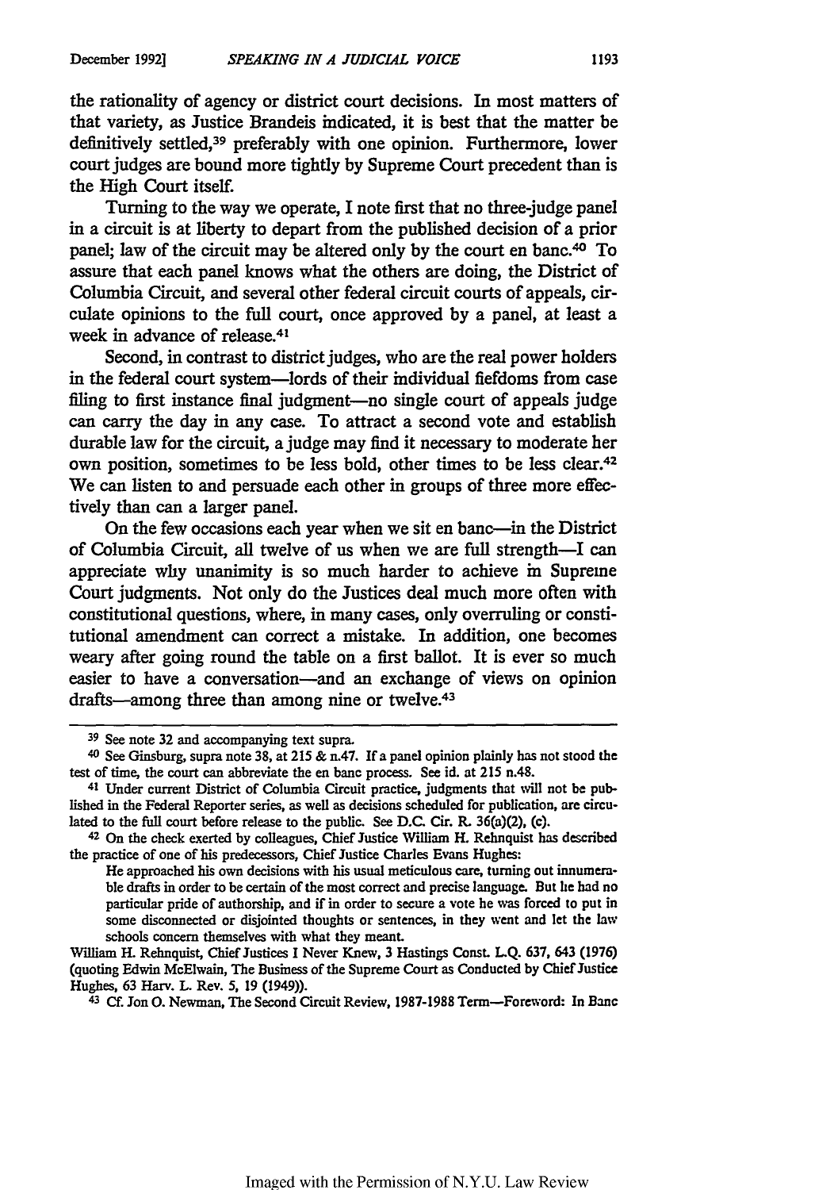the rationality of agency or district court decisions. In most matters of that variety, as Justice Brandeis indicated, it is best that the matter be definitively settled,[39] preferably with one opinion. Furthermore, lower court judges are bound more tightly by Supreme Court precedent than is the High Court itself.

Turning to the way we operate, I note first that no three-judge panel in a circuit is at liberty to depart from the published decision of a prior panel; law of the circuit may be altered only by the court en banc.[40] To assure that each panel knows what the others are doing, the District of Columbia Circuit, and several other federal circuit courts of appeals, circulate opinions to the full court, once approved by a panel, at least a week in advance of release.[41]

Second, in contrast to district judges, who are the real power holders in the federal court system—lords of their individual fiefdoms from case filing to first instance final judgment—no single court of appeals judge can carry the day in any case. To attract a second vote and establish durable law for the circuit, a judge may find it necessary to moderate her own position, sometimes to be less bold, other times to be less clear.[42] We can listen to and persuade each other in groups of three more effectively than can a larger panel.

On the few occasions each year when we sit en banc—in the District of Columbia Circuit, all twelve of us when we are full strength—I can appreciate why unanimity is so much harder to achieve in Supreme Court judgments. Not only do the Justices deal much more often with constitutional questions, where, in many cases, only overruling or constitutional amendment can correct a mistake. In addition, one becomes weary after going round the table on a first ballot. It is ever so much easier to have a conversation—and an exchange of views on opinion drafts—among three than among nine or twelve.[43]

---

[39] See note 32 and accompanying text supra.

[40] See Ginsburg, supra note 38, at 215 & n.47. If a panel opinion plainly has not stood the test of time, the court can abbreviate the en banc process. See id. at 215 n.48.

[41] Under current District of Columbia Circuit practice, judgments that will not be published in the Federal Reporter series, as well as decisions scheduled for publication, are circulated to the full court before release to the public. See D.C. Cir. R. 36(a)(2), (c).

[42] On the check exerted by colleagues, Chief Justice William H. Rehnquist has described the practice of one of his predecessors, Chief Justice Charles Evans Hughes:

> He approached his own decisions with his usual meticulous care, turning out innumerable drafts in order to be certain of the most correct and precise language. But he had no particular pride of authorship, and if in order to secure a vote he was forced to put in some disconnected or disjointed thoughts or sentences, in they went and let the law schools concern themselves with what they meant.

William H. Rehnquist, Chief Justices I Never Knew, 3 Hastings Const. L.Q. 637, 643 (1976) (quoting Edwin McElwain, The Business of the Supreme Court as Conducted by Chief Justice Hughes, 63 Harv. L. Rev. 5, 19 (1949)).

[43] Cf. Jon O. Newman, The Second Circuit Review, 1987-1988 Term—Foreword: In Banc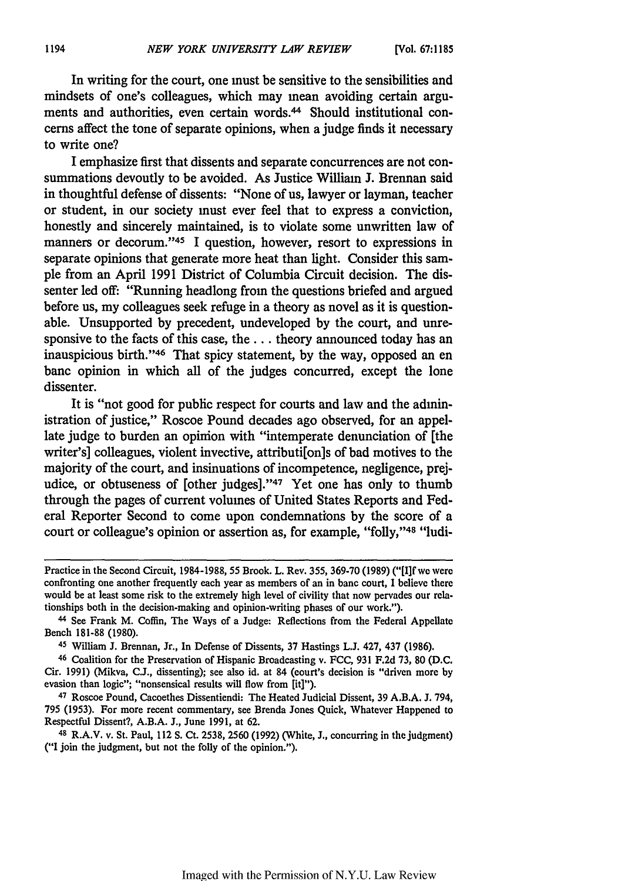In writing for the court, one must be sensitive to the sensibilities and mindsets of one's colleagues, which may mean avoiding certain arguments and authorities, even certain words.[44] Should institutional concerns affect the tone of separate opinions, when a judge finds it necessary to write one?

I emphasize first that dissents and separate concurrences are not consummations devoutly to be avoided. As Justice William J. Brennan said in thoughtful defense of dissents: "None of us, lawyer or layman, teacher or student, in our society must ever feel that to express a conviction, honestly and sincerely maintained, is to violate some unwritten law of manners or decorum."[45] I question, however, resort to expressions in separate opinions that generate more heat than light. Consider this sample from an April 1991 District of Columbia Circuit decision. The dissenter led off: "Running headlong from the questions briefed and argued before us, my colleagues seek refuge in a theory as novel as it is questionable. Unsupported by precedent, undeveloped by the court, and unresponsive to the facts of this case, the . . . theory announced today has an inauspicious birth."[46] That spicy statement, by the way, opposed an en banc opinion in which all of the judges concurred, except the lone dissenter.

It is "not good for public respect for courts and law and the administration of justice," Roscoe Pound decades ago observed, for an appellate judge to burden an opinion with "intemperate denunciation of [the writer's] colleagues, violent invective, attributi[on]s of bad motives to the majority of the court, and insinuations of incompetence, negligence, prejudice, or obtuseness of [other judges]."[47] Yet one has only to thumb through the pages of current volumes of United States Reports and Federal Reporter Second to come upon condemnations by the score of a court or colleague's opinion or assertion as, for example, "folly,"[48] "ludi-

---

Practice in the Second Circuit, 1984-1988, 55 Brook. L. Rev. 355, 369-70 (1989) ("[I]f we were confronting one another frequently each year as members of an in banc court, I believe there would be at least some risk to the extremely high level of civility that now pervades our relationships both in the decision-making and opinion-writing phases of our work.").

[44] See Frank M. Coffin, The Ways of a Judge: Reflections from the Federal Appellate Bench 181-88 (1980).

[45] William J. Brennan, Jr., In Defense of Dissents, 37 Hastings L.J. 427, 437 (1986).

[46] Coalition for the Preservation of Hispanic Broadcasting v. FCC, 931 F.2d 73, 80 (D.C. Cir. 1991) (Mikva, C.J., dissenting); see also id. at 84 (court's decision is "driven more by evasion than logic"; "nonsensical results will flow from [it]").

[47] Roscoe Pound, Cacoethes Dissentiendi: The Heated Judicial Dissent, 39 A.B.A. J. 794, 795 (1953). For more recent commentary, see Brenda Jones Quick, Whatever Happened to Respectful Dissent?, A.B.A. J., June 1991, at 62.

[48] R.A.V. v. St. Paul, 112 S. Ct. 2538, 2560 (1992) (White, J., concurring in the judgment) ("I join the judgment, but not the folly of the opinion.").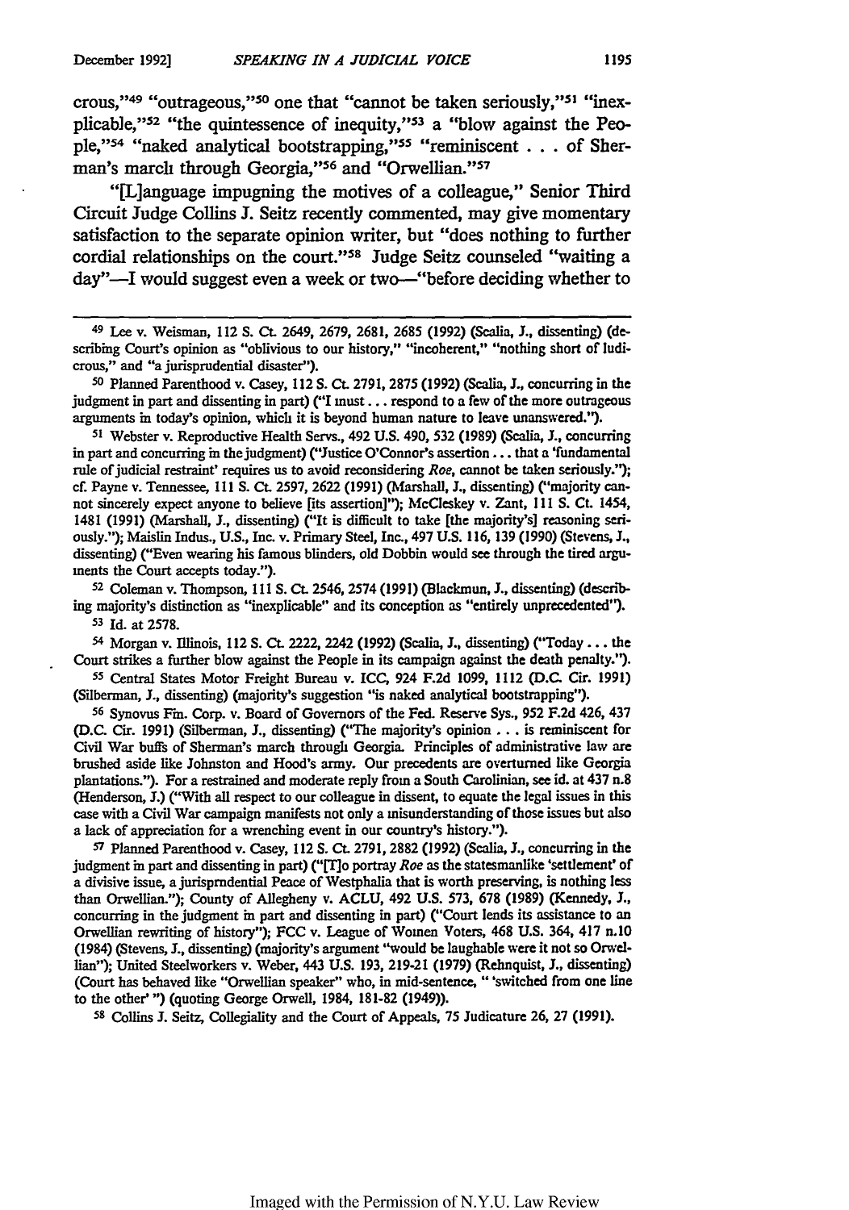crous,"[49] "outrageous,"[50] one that "cannot be taken seriously,"[51] "inexplicable,"[52] "the quintessence of inequity,"[53] a "blow against the People,"[54] "naked analytical bootstrapping,"[55] "reminiscent . . . of Sherman's march through Georgia,"[56] and "Orwellian."[57]

"[L]anguage impugning the motives of a colleague," Senior Third Circuit Judge Collins J. Seitz recently commented, may give momentary satisfaction to the separate opinion writer, but "does nothing to further cordial relationships on the court."[58] Judge Seitz counseled "waiting a day"—I would suggest even a week or two—"before deciding whether to

---

[49] Lee v. Weisman, 112 S. Ct. 2649, 2679, 2681, 2685 (1992) (Scalia, J., dissenting) (describing Court's opinion as "oblivious to our history," "incoherent," "nothing short of ludicrous," and "a jurisprudential disaster").

[50] Planned Parenthood v. Casey, 112 S. Ct. 2791, 2875 (1992) (Scalia, J., concurring in the judgment in part and dissenting in part) ("I must . . . respond to a few of the more outrageous arguments in today's opinion, which it is beyond human nature to leave unanswered.").

[51] Webster v. Reproductive Health Servs., 492 U.S. 490, 532 (1989) (Scalia, J., concurring in part and concurring in the judgment) ("Justice O'Connor's assertion . . . that a 'fundamental rule of judicial restraint' requires us to avoid reconsidering *Roe*, cannot be taken seriously."); cf. Payne v. Tennessee, 111 S. Ct. 2597, 2622 (1991) (Marshall, J., dissenting) ("majority cannot sincerely expect anyone to believe [its assertion]"); McCleskey v. Zant, 111 S. Ct. 1454, 1481 (1991) (Marshall, J., dissenting) ("It is difficult to take [the majority's] reasoning seriously."); Maislin Indus., U.S., Inc. v. Primary Steel, Inc., 497 U.S. 116, 139 (1990) (Stevens, J., dissenting) ("Even wearing his famous blinders, old Dobbin would see through the tired arguments the Court accepts today.").

[52] Coleman v. Thompson, 111 S. Ct. 2546, 2574 (1991) (Blackmun, J., dissenting) (describing majority's distinction as "inexplicable" and its conception as "entirely unprecedented").

[53] Id. at 2578.

[54] Morgan v. Illinois, 112 S. Ct. 2222, 2242 (1992) (Scalia, J., dissenting) ("Today . . . the Court strikes a further blow against the People in its campaign against the death penalty.").

[55] Central States Motor Freight Bureau v. ICC, 924 F.2d 1099, 1112 (D.C. Cir. 1991) (Silberman, J., dissenting) (majority's suggestion "is naked analytical bootstrapping").

[56] Synovus Fin. Corp. v. Board of Governors of the Fed. Reserve Sys., 952 F.2d 426, 437 (D.C. Cir. 1991) (Silberman, J., dissenting) ("The majority's opinion . . . is reminiscent for Civil War buffs of Sherman's march through Georgia. Principles of administrative law are brushed aside like Johnston and Hood's army. Our precedents are overturned like Georgia plantations."). For a restrained and moderate reply from a South Carolinian, see id. at 437 n.8 (Henderson, J.) ("With all respect to our colleague in dissent, to equate the legal issues in this case with a Civil War campaign manifests not only a misunderstanding of those issues but also a lack of appreciation for a wrenching event in our country's history.").

[57] Planned Parenthood v. Casey, 112 S. Ct. 2791, 2882 (1992) (Scalia, J., concurring in the judgment in part and dissenting in part) ("[T]o portray *Roe* as the statesmanlike 'settlement' of a divisive issue, a jurisprudential Peace of Westphalia that is worth preserving, is nothing less than Orwellian."); County of Allegheny v. ACLU, 492 U.S. 573, 678 (1989) (Kennedy, J., concurring in the judgment in part and dissenting in part) ("Court lends its assistance to an Orwellian rewriting of history"); FCC v. League of Women Voters, 468 U.S. 364, 417 n.10 (1984) (Stevens, J., dissenting) (majority's argument "would be laughable were it not so Orwellian"); United Steelworkers v. Weber, 443 U.S. 193, 219-21 (1979) (Rehnquist, J., dissenting) (Court has behaved like "Orwellian speaker" who, in mid-sentence, " 'switched from one line to the other' ") (quoting George Orwell, 1984, 181-82 (1949)).

[58] Collins J. Seitz, Collegiality and the Court of Appeals, 75 Judicature 26, 27 (1991).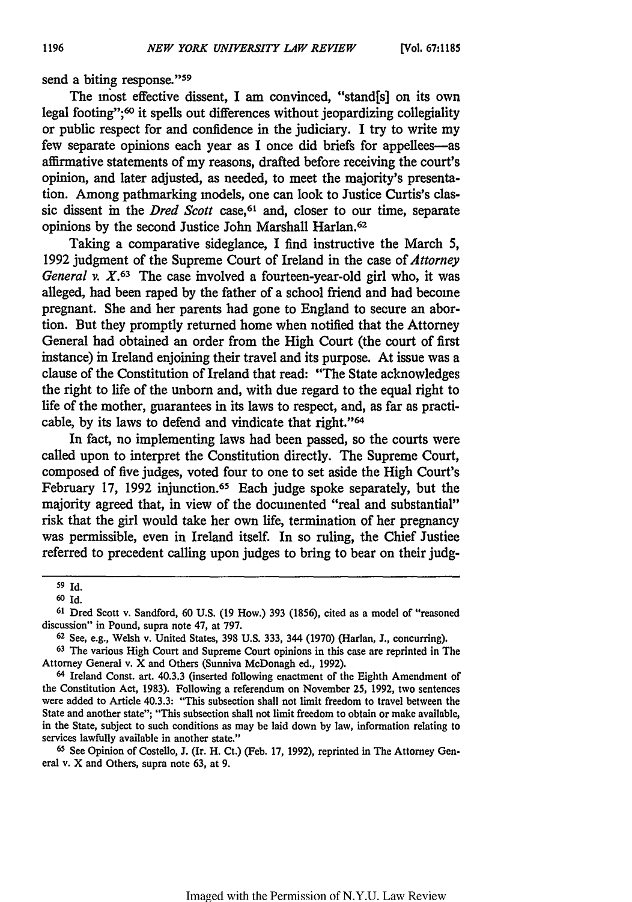send a biting response."[59]

The most effective dissent, I am convinced, "stand[s] on its own legal footing";[60] it spells out differences without jeopardizing collegiality or public respect for and confidence in the judiciary. I try to write my few separate opinions each year as I once did briefs for appellees—as affirmative statements of my reasons, drafted before receiving the court's opinion, and later adjusted, as needed, to meet the majority's presentation. Among pathmarking models, one can look to Justice Curtis's classic dissent in the *Dred Scott* case,[61] and, closer to our time, separate opinions by the second Justice John Marshall Harlan.[62]

Taking a comparative sideglance, I find instructive the March 5, 1992 judgment of the Supreme Court of Ireland in the case of *Attorney General v. X*.[63] The case involved a fourteen-year-old girl who, it was alleged, had been raped by the father of a school friend and had become pregnant. She and her parents had gone to England to secure an abortion. But they promptly returned home when notified that the Attorney General had obtained an order from the High Court (the court of first instance) in Ireland enjoining their travel and its purpose. At issue was a clause of the Constitution of Ireland that read: "The State acknowledges the right to life of the unborn and, with due regard to the equal right to life of the mother, guarantees in its laws to respect, and, as far as practicable, by its laws to defend and vindicate that right."[64]

In fact, no implementing laws had been passed, so the courts were called upon to interpret the Constitution directly. The Supreme Court, composed of five judges, voted four to one to set aside the High Court's February 17, 1992 injunction.[65] Each judge spoke separately, but the majority agreed that, in view of the documented "real and substantial" risk that the girl would take her own life, termination of her pregnancy was permissible, even in Ireland itself. In so ruling, the Chief Justice referred to precedent calling upon judges to bring to bear on their judg-

---

[59] Id.

[60] Id.

[61] Dred Scott v. Sandford, 60 U.S. (19 How.) 393 (1856), cited as a model of "reasoned discussion" in Pound, supra note 47, at 797.

[62] See, e.g., Welsh v. United States, 398 U.S. 333, 344 (1970) (Harlan, J., concurring).

[63] The various High Court and Supreme Court opinions in this case are reprinted in The Attorney General v. X and Others (Sunniva McDonagh ed., 1992).

[64] Ireland Const. art. 40.3.3 (inserted following enactment of the Eighth Amendment of the Constitution Act, 1983). Following a referendum on November 25, 1992, two sentences were added to Article 40.3.3: "This subsection shall not limit freedom to travel between the State and another state"; "This subsection shall not limit freedom to obtain or make available, in the State, subject to such conditions as may be laid down by law, information relating to services lawfully available in another state."

[65] See Opinion of Costello, J. (Ir. H. Ct.) (Feb. 17, 1992), reprinted in The Attorney General v. X and Others, supra note 63, at 9.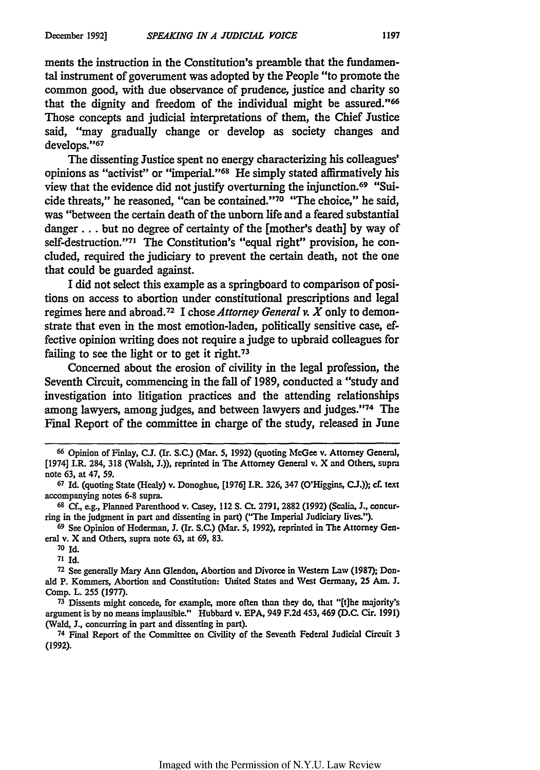ments the instruction in the Constitution's preamble that the fundamental instrument of government was adopted by the People "to promote the common good, with due observance of prudence, justice and charity so that the dignity and freedom of the individual might be assured."[66] Those concepts and judicial interpretations of them, the Chief Justice said, "may gradually change or develop as society changes and develops."[67]

The dissenting Justice spent no energy characterizing his colleagues' opinions as "activist" or "imperial."[68] He simply stated affirmatively his view that the evidence did not justify overturning the injunction.[69] "Suicide threats," he reasoned, "can be contained."[70] "The choice," he said, was "between the certain death of the unborn life and a feared substantial danger . . . but no degree of certainty of the [mother's death] by way of self-destruction."[71] The Constitution's "equal right" provision, he concluded, required the judiciary to prevent the certain death, not the one that could be guarded against.

I did not select this example as a springboard to comparison of positions on access to abortion under constitutional prescriptions and legal regimes here and abroad.[72] I chose *Attorney General v. X* only to demonstrate that even in the most emotion-laden, politically sensitive case, effective opinion writing does not require a judge to upbraid colleagues for failing to see the light or to get it right.[73]

Concerned about the erosion of civility in the legal profession, the Seventh Circuit, commencing in the fall of 1989, conducted a "study and investigation into litigation practices and the attending relationships among lawyers, among judges, and between lawyers and judges."[74] The Final Report of the committee in charge of the study, released in June

---

[66] Opinion of Finlay, C.J. (Ir. S.C.) (Mar. 5, 1992) (quoting McGee v. Attorney General, [1974] I.R. 284, 318 (Walsh, J.)), reprinted in The Attorney General v. X and Others, supra note 63, at 47, 59.

[67] Id. (quoting State (Healy) v. Donoghue, [1976] I.R. 326, 347 (O'Higgins, C.J.)); cf. text accompanying notes 6-8 supra.

[68] Cf., e.g., Planned Parenthood v. Casey, 112 S. Ct. 2791, 2882 (1992) (Scalia, J., concurring in the judgment in part and dissenting in part) ("The Imperial Judiciary lives.").

[69] See Opinion of Hederman, J. (Ir. S.C.) (Mar. 5, 1992), reprinted in The Attorney General v. X and Others, supra note 63, at 69, 83.

[70] Id.

[71] Id.

[72] See generally Mary Ann Glendon, Abortion and Divorce in Western Law (1987); Donald P. Kommers, Abortion and Constitution: United States and West Germany, 25 Am. J. Comp. L. 255 (1977).

[73] Dissents might concede, for example, more often than they do, that "[t]he majority's argument is by no means implausible." Hubbard v. EPA, 949 F.2d 453, 469 (D.C. Cir. 1991) (Wald, J., concurring in part and dissenting in part).

[74] Final Report of the Committee on Civility of the Seventh Federal Judicial Circuit 3 (1992).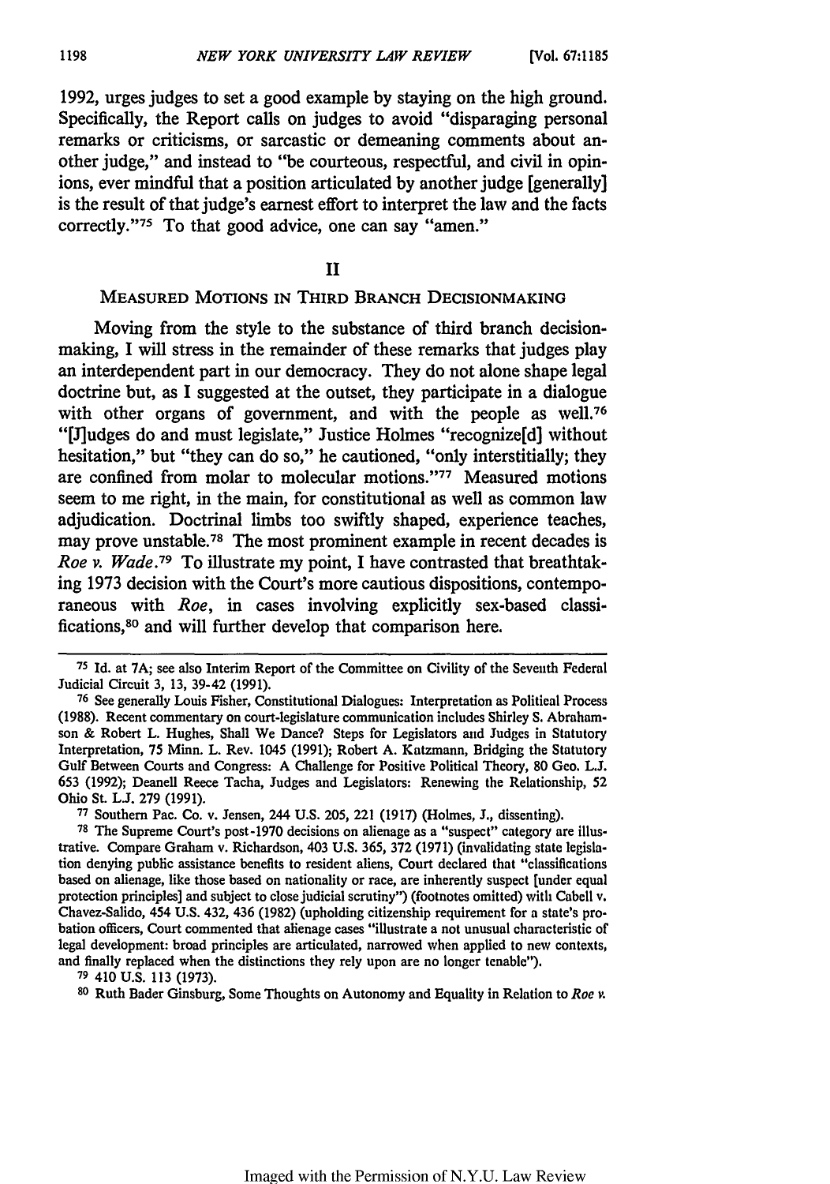1992, urges judges to set a good example by staying on the high ground. Specifically, the Report calls on judges to avoid "disparaging personal remarks or criticisms, or sarcastic or demeaning comments about another judge," and instead to "be courteous, respectful, and civil in opinions, ever mindful that a position articulated by another judge [generally] is the result of that judge's earnest effort to interpret the law and the facts correctly."[75] To that good advice, one can say "amen."

## II

### MEASURED MOTIONS IN THIRD BRANCH DECISIONMAKING

Moving from the style to the substance of third branch decisionmaking, I will stress in the remainder of these remarks that judges play an interdependent part in our democracy. They do not alone shape legal doctrine but, as I suggested at the outset, they participate in a dialogue with other organs of government, and with the people as well.[76] "[J]udges do and must legislate," Justice Holmes "recognize[d] without hesitation," but "they can do so," he cautioned, "only interstitially; they are confined from molar to molecular motions."[77] Measured motions seem to me right, in the main, for constitutional as well as common law adjudication. Doctrinal limbs too swiftly shaped, experience teaches, may prove unstable.[78] The most prominent example in recent decades is *Roe v. Wade*.[79] To illustrate my point, I have contrasted that breathtaking 1973 decision with the Court's more cautious dispositions, contemporaneous with *Roe*, in cases involving explicitly sex-based classifications,[80] and will further develop that comparison here.

---

[75] Id. at 7A; see also Interim Report of the Committee on Civility of the Seventh Federal Judicial Circuit 3, 13, 39-42 (1991).

[76] See generally Louis Fisher, Constitutional Dialogues: Interpretation as Political Process (1988). Recent commentary on court-legislature communication includes Shirley S. Abrahamson & Robert L. Hughes, Shall We Dance? Steps for Legislators and Judges in Statutory Interpretation, 75 Minn. L. Rev. 1045 (1991); Robert A. Katzmann, Bridging the Statutory Gulf Between Courts and Congress: A Challenge for Positive Political Theory, 80 Geo. L.J. 653 (1992); Deanell Reece Tacha, Judges and Legislators: Renewing the Relationship, 52 Ohio St. L.J. 279 (1991).

[77] Southern Pac. Co. v. Jensen, 244 U.S. 205, 221 (1917) (Holmes, J., dissenting).

[78] The Supreme Court's post-1970 decisions on alienage as a "suspect" category are illustrative. Compare Graham v. Richardson, 403 U.S. 365, 372 (1971) (invalidating state legislation denying public assistance benefits to resident aliens, Court declared that "classifications based on alienage, like those based on nationality or race, are inherently suspect [under equal protection principles] and subject to close judicial scrutiny") (footnotes omitted) with Cabell v. Chavez-Salido, 454 U.S. 432, 436 (1982) (upholding citizenship requirement for a state's probation officers, Court commented that alienage cases "illustrate a not unusual characteristic of legal development: broad principles are articulated, narrowed when applied to new contexts, and finally replaced when the distinctions they rely upon are no longer tenable").

[79] 410 U.S. 113 (1973).

[80] Ruth Bader Ginsburg, Some Thoughts on Autonomy and Equality in Relation to *Roe v.*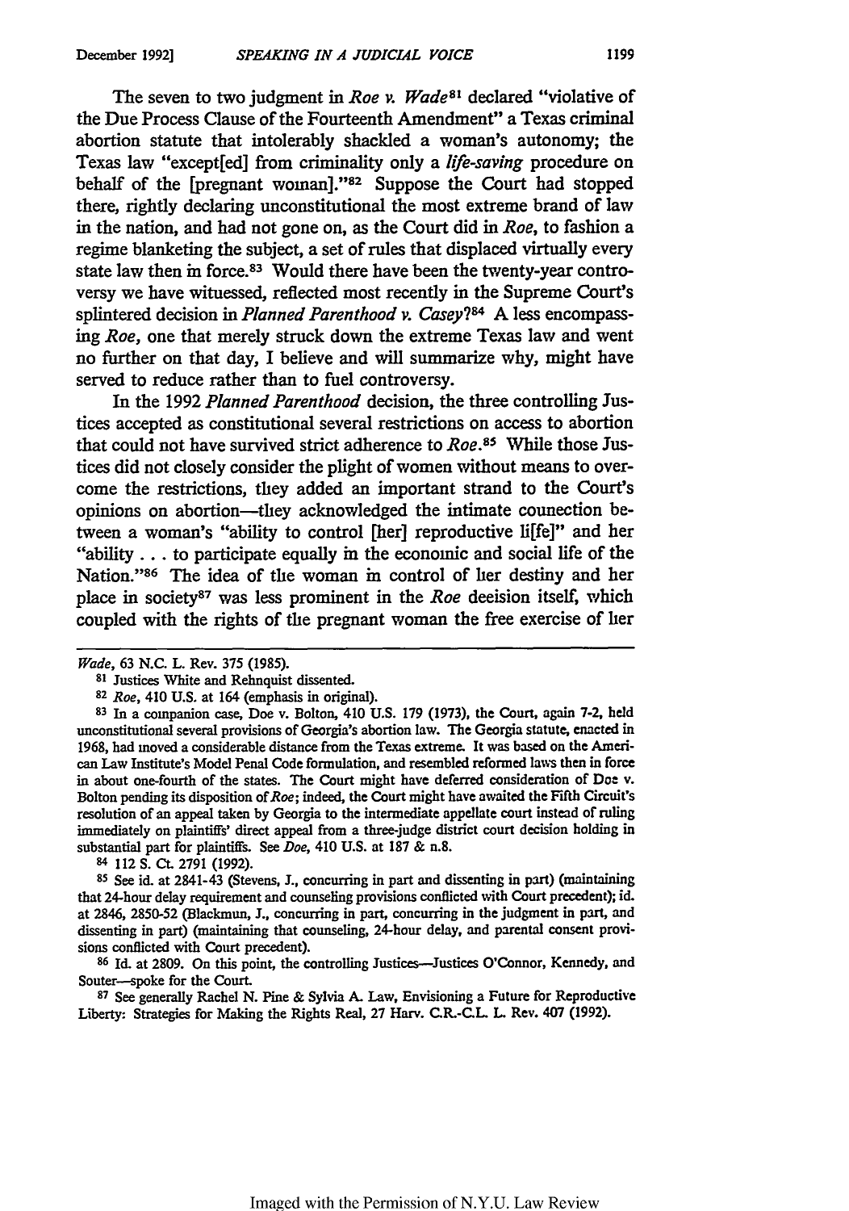The seven to two judgment in *Roe v. Wade*[81] declared "violative of the Due Process Clause of the Fourteenth Amendment" a Texas criminal abortion statute that intolerably shackled a woman's autonomy; the Texas law "except[ed] from criminality only a *life-saving* procedure on behalf of the [pregnant woman]."[82] Suppose the Court had stopped there, rightly declaring unconstitutional the most extreme brand of law in the nation, and had not gone on, as the Court did in *Roe*, to fashion a regime blanketing the subject, a set of rules that displaced virtually every state law then in force.[83] Would there have been the twenty-year controversy we have witnessed, reflected most recently in the Supreme Court's splintered decision in *Planned Parenthood v. Casey*?[84] A less encompassing *Roe*, one that merely struck down the extreme Texas law and went no further on that day, I believe and will summarize why, might have served to reduce rather than to fuel controversy.

In the 1992 *Planned Parenthood* decision, the three controlling Justices accepted as constitutional several restrictions on access to abortion that could not have survived strict adherence to *Roe*.[85] While those Justices did not closely consider the plight of women without means to overcome the restrictions, they added an important strand to the Court's opinions on abortion—they acknowledged the intimate connection between a woman's "ability to control [her] reproductive li[fe]" and her "ability . . . to participate equally in the economic and social life of the Nation."[86] The idea of the woman in control of her destiny and her place in society[87] was less prominent in the *Roe* decision itself, which coupled with the rights of the pregnant woman the free exercise of her

---

*Wade*, 63 N.C. L. Rev. 375 (1985).

[81] Justices White and Rehnquist dissented.

[82] *Roe*, 410 U.S. at 164 (emphasis in original).

[83] In a companion case, Doe v. Bolton, 410 U.S. 179 (1973), the Court, again 7-2, held unconstitutional several provisions of Georgia's abortion law. The Georgia statute, enacted in 1968, had moved a considerable distance from the Texas extreme. It was based on the American Law Institute's Model Penal Code formulation, and resembled reformed laws then in force in about one-fourth of the states. The Court might have deferred consideration of Doe v. Bolton pending its disposition of *Roe*; indeed, the Court might have awaited the Fifth Circuit's resolution of an appeal taken by Georgia to the intermediate appellate court instead of ruling immediately on plaintiffs' direct appeal from a three-judge district court decision holding in substantial part for plaintiffs. See *Doe*, 410 U.S. at 187 & n.8.

[84] 112 S. Ct. 2791 (1992).

[85] See id. at 2841-43 (Stevens, J., concurring in part and dissenting in part) (maintaining that 24-hour delay requirement and counseling provisions conflicted with Court precedent); id. at 2846, 2850-52 (Blackmun, J., concurring in part, concurring in the judgment in part, and dissenting in part) (maintaining that counseling, 24-hour delay, and parental consent provisions conflicted with Court precedent).

[86] Id. at 2809. On this point, the controlling Justices—Justices O'Connor, Kennedy, and Souter—spoke for the Court.

[87] See generally Rachel N. Pine & Sylvia A. Law, Envisioning a Future for Reproductive Liberty: Strategies for Making the Rights Real, 27 Harv. C.R.-C.L. L. Rev. 407 (1992).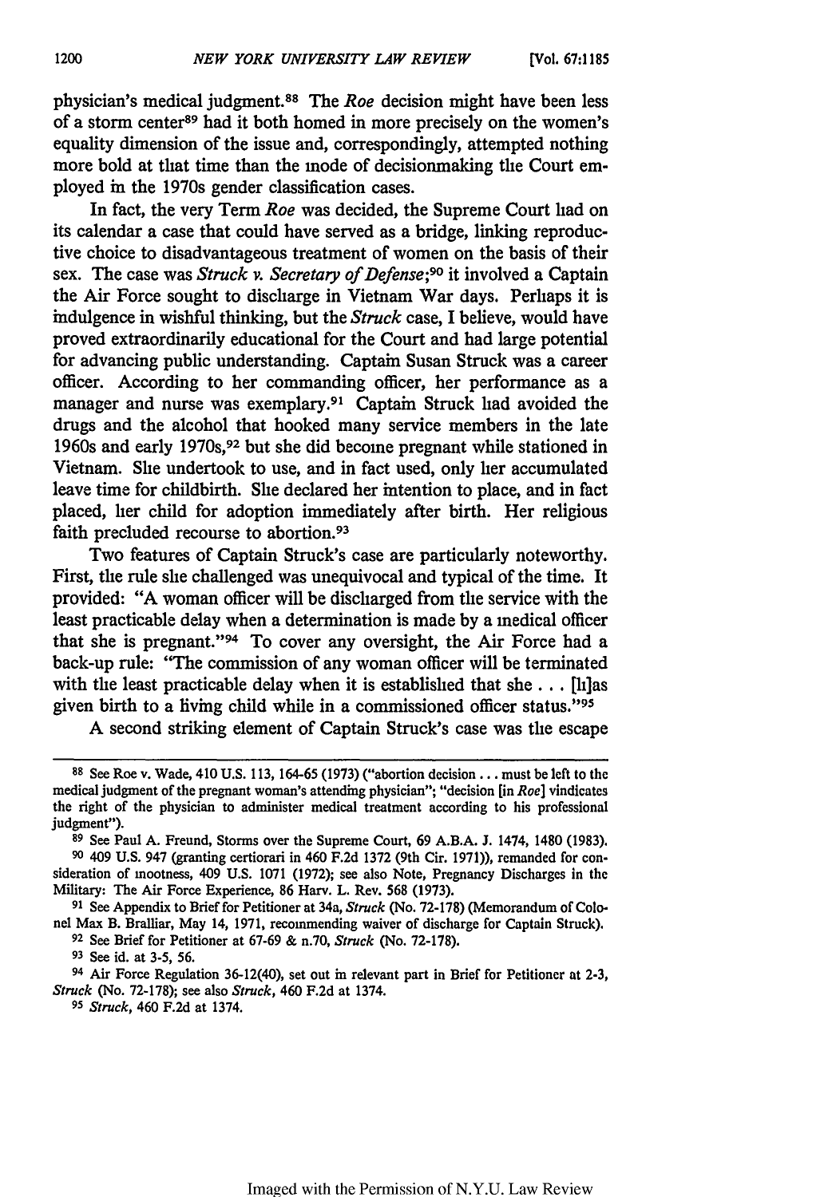physician's medical judgment.[88] The *Roe* decision might have been less of a storm center[89] had it both homed in more precisely on the women's equality dimension of the issue and, correspondingly, attempted nothing more bold at that time than the mode of decisionmaking the Court employed in the 1970s gender classification cases.

In fact, the very Term *Roe* was decided, the Supreme Court had on its calendar a case that could have served as a bridge, linking reproductive choice to disadvantageous treatment of women on the basis of their sex. The case was *Struck v. Secretary of Defense*;[90] it involved a Captain the Air Force sought to discharge in Vietnam War days. Perhaps it is indulgence in wishful thinking, but the *Struck* case, I believe, would have proved extraordinarily educational for the Court and had large potential for advancing public understanding. Captain Susan Struck was a career officer. According to her commanding officer, her performance as a manager and nurse was exemplary.[91] Captain Struck had avoided the drugs and the alcohol that hooked many service members in the late 1960s and early 1970s,[92] but she did become pregnant while stationed in Vietnam. She undertook to use, and in fact used, only her accumulated leave time for childbirth. She declared her intention to place, and in fact placed, her child for adoption immediately after birth. Her religious faith precluded recourse to abortion.[93]

Two features of Captain Struck's case are particularly noteworthy. First, the rule she challenged was unequivocal and typical of the time. It provided: "A woman officer will be discharged from the service with the least practicable delay when a determination is made by a medical officer that she is pregnant."[94] To cover any oversight, the Air Force had a back-up rule: "The commission of any woman officer will be terminated with the least practicable delay when it is established that she . . . [h]as given birth to a living child while in a commissioned officer status."[95]

A second striking element of Captain Struck's case was the escape

---

[88] See Roe v. Wade, 410 U.S. 113, 164-65 (1973) ("abortion decision . . . must be left to the medical judgment of the pregnant woman's attending physician"; "decision [in *Roe*] vindicates the right of the physician to administer medical treatment according to his professional judgment").

[89] See Paul A. Freund, Storms over the Supreme Court, 69 A.B.A. J. 1474, 1480 (1983).

[90] 409 U.S. 947 (granting certiorari in 460 F.2d 1372 (9th Cir. 1971)), remanded for consideration of mootness, 409 U.S. 1071 (1972); see also Note, Pregnancy Discharges in the Military: The Air Force Experience, 86 Harv. L. Rev. 568 (1973).

[91] See Appendix to Brief for Petitioner at 34a, *Struck* (No. 72-178) (Memorandum of Colonel Max B. Bralliar, May 14, 1971, recommending waiver of discharge for Captain Struck).

[92] See Brief for Petitioner at 67-69 & n.70, *Struck* (No. 72-178).

[93] See id. at 3-5, 56.

[94] Air Force Regulation 36-12(40), set out in relevant part in Brief for Petitioner at 2-3, *Struck* (No. 72-178); see also *Struck*, 460 F.2d at 1374.

[95] *Struck*, 460 F.2d at 1374.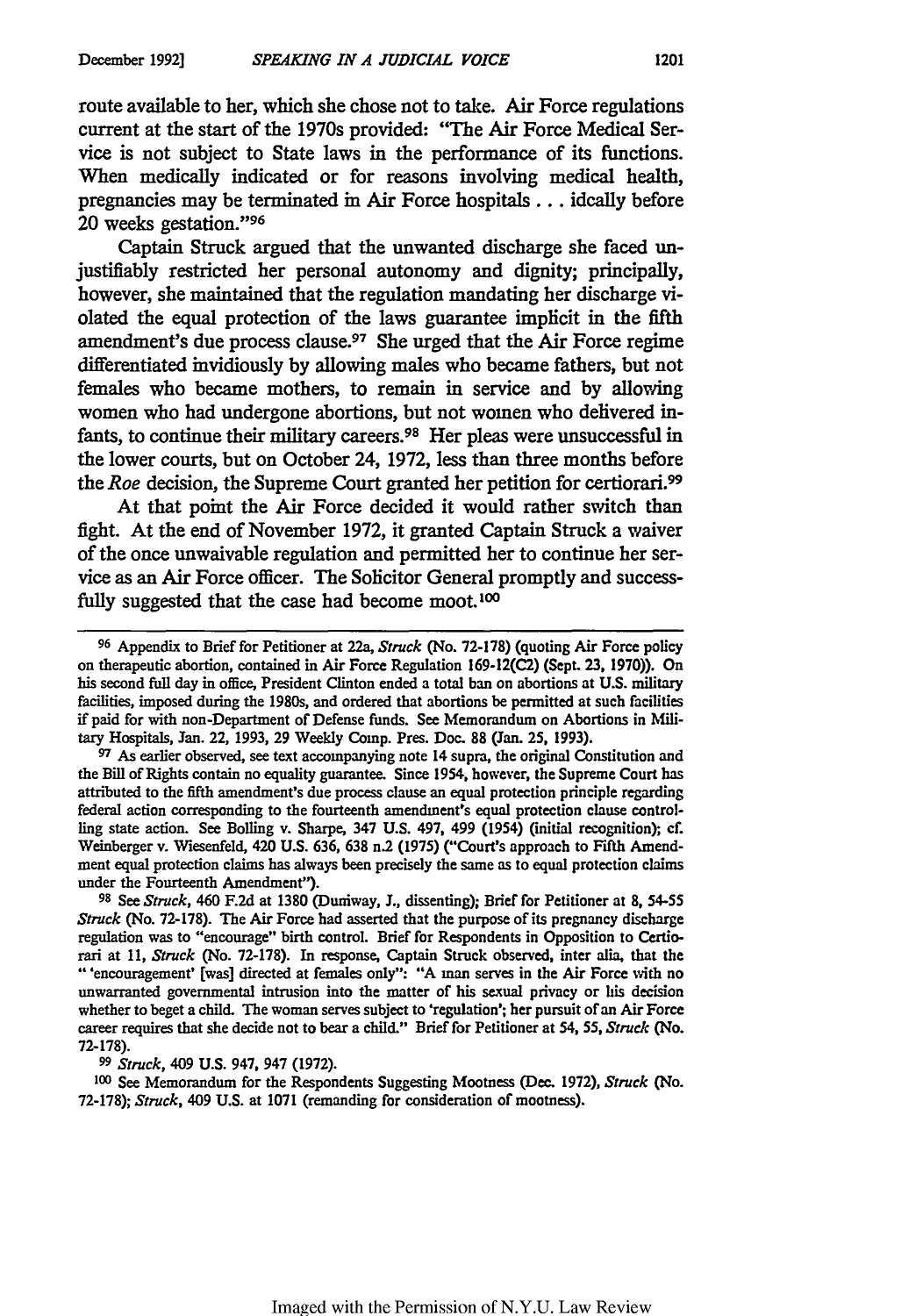route available to her, which she chose not to take. Air Force regulations current at the start of the 1970s provided: "The Air Force Medical Service is not subject to State laws in the performance of its functions. When medically indicated or for reasons involving medical health, pregnancies may be terminated in Air Force hospitals . . . ideally before 20 weeks gestation."[96]

Captain Struck argued that the unwanted discharge she faced unjustifiably restricted her personal autonomy and dignity; principally, however, she maintained that the regulation mandating her discharge violated the equal protection of the laws guarantee implicit in the fifth amendment's due process clause.[97] She urged that the Air Force regime differentiated invidiously by allowing males who became fathers, but not females who became mothers, to remain in service and by allowing women who had undergone abortions, but not women who delivered infants, to continue their military careers.[98] Her pleas were unsuccessful in the lower courts, but on October 24, 1972, less than three months before the *Roe* decision, the Supreme Court granted her petition for certiorari.[99]

At that point the Air Force decided it would rather switch than fight. At the end of November 1972, it granted Captain Struck a waiver of the once unwaivable regulation and permitted her to continue her service as an Air Force officer. The Solicitor General promptly and successfully suggested that the case had become moot.[100]

---

[96] Appendix to Brief for Petitioner at 22a, *Struck* (No. 72-178) (quoting Air Force policy on therapeutic abortion, contained in Air Force Regulation 169-12(C2) (Sept. 23, 1970)). On his second full day in office, President Clinton ended a total ban on abortions at U.S. military facilities, imposed during the 1980s, and ordered that abortions be permitted at such facilities if paid for with non-Department of Defense funds. See Memorandum on Abortions in Military Hospitals, Jan. 22, 1993, 29 Weekly Comp. Pres. Doc. 88 (Jan. 25, 1993).

[97] As earlier observed, see text accompanying note 14 supra, the original Constitution and the Bill of Rights contain no equality guarantee. Since 1954, however, the Supreme Court has attributed to the fifth amendment's due process clause an equal protection principle regarding federal action corresponding to the fourteenth amendment's equal protection clause controlling state action. See Bolling v. Sharpe, 347 U.S. 497, 499 (1954) (initial recognition); cf. Weinberger v. Wiesenfeld, 420 U.S. 636, 638 n.2 (1975) ("Court's approach to Fifth Amendment equal protection claims has always been precisely the same as to equal protection claims under the Fourteenth Amendment").

[98] See *Struck*, 460 F.2d at 1380 (Duniway, J., dissenting); Brief for Petitioner at 8, 54-55 *Struck* (No. 72-178). The Air Force had asserted that the purpose of its pregnancy discharge regulation was to "encourage" birth control. Brief for Respondents in Opposition to Certiorari at 11, *Struck* (No. 72-178). In response, Captain Struck observed, inter alia, that the "'encouragement' [was] directed at females only": "A man serves in the Air Force with no unwarranted governmental intrusion into the matter of his sexual privacy or his decision whether to beget a child. The woman serves subject to 'regulation'; her pursuit of an Air Force career requires that she decide not to bear a child." Brief for Petitioner at 54, 55, *Struck* (No. 72-178).

[99] *Struck*, 409 U.S. 947, 947 (1972).

[100] See Memorandum for the Respondents Suggesting Mootness (Dec. 1972), *Struck* (No. 72-178); *Struck*, 409 U.S. at 1071 (remanding for consideration of mootness).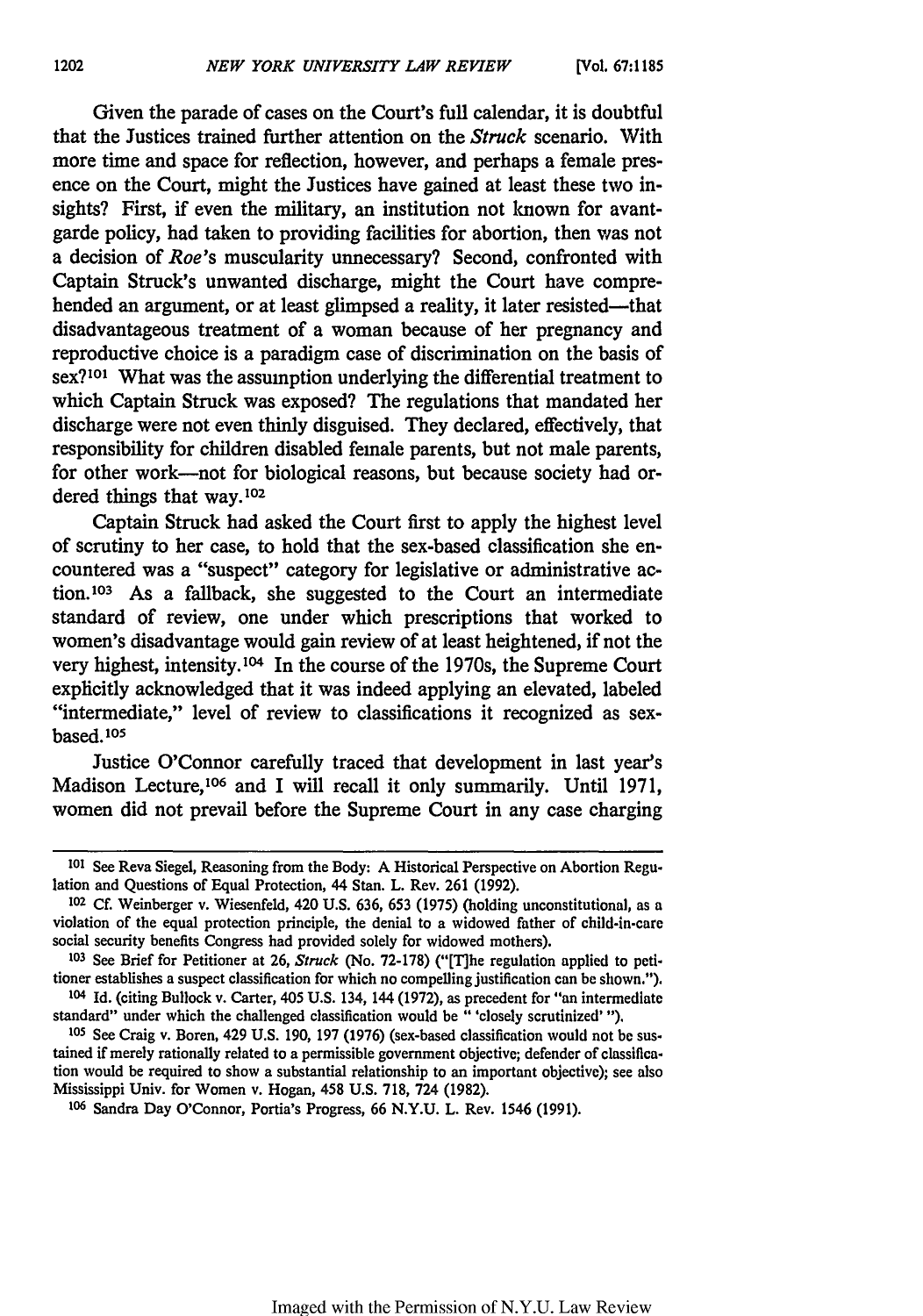Given the parade of cases on the Court's full calendar, it is doubtful that the Justices trained further attention on the *Struck* scenario. With more time and space for reflection, however, and perhaps a female presence on the Court, might the Justices have gained at least these two insights? First, if even the military, an institution not known for avant-garde policy, had taken to providing facilities for abortion, then was not a decision of *Roe*'s muscularity unnecessary? Second, confronted with Captain Struck's unwanted discharge, might the Court have comprehended an argument, or at least glimpsed a reality, it later resisted—that disadvantageous treatment of a woman because of her pregnancy and reproductive choice is a paradigm case of discrimination on the basis of sex?[101] What was the assumption underlying the differential treatment to which Captain Struck was exposed? The regulations that mandated her discharge were not even thinly disguised. They declared, effectively, that responsibility for children disabled female parents, but not male parents, for other work—not for biological reasons, but because society had ordered things that way.[102]

Captain Struck had asked the Court first to apply the highest level of scrutiny to her case, to hold that the sex-based classification she encountered was a "suspect" category for legislative or administrative action.[103] As a fallback, she suggested to the Court an intermediate standard of review, one under which prescriptions that worked to women's disadvantage would gain review of at least heightened, if not the very highest, intensity.[104] In the course of the 1970s, the Supreme Court explicitly acknowledged that it was indeed applying an elevated, labeled "intermediate," level of review to classifications it recognized as sex-based.[105]

Justice O'Connor carefully traced that development in last year's Madison Lecture,[106] and I will recall it only summarily. Until 1971, women did not prevail before the Supreme Court in any case charging

---

[101] See Reva Siegel, Reasoning from the Body: A Historical Perspective on Abortion Regulation and Questions of Equal Protection, 44 Stan. L. Rev. 261 (1992).

[102] Cf. Weinberger v. Wiesenfeld, 420 U.S. 636, 653 (1975) (holding unconstitutional, as a violation of the equal protection principle, the denial to a widowed father of child-in-care social security benefits Congress had provided solely for widowed mothers).

[103] See Brief for Petitioner at 26, *Struck* (No. 72-178) ("[T]he regulation applied to petitioner establishes a suspect classification for which no compelling justification can be shown.").

[104] Id. (citing Bullock v. Carter, 405 U.S. 134, 144 (1972), as precedent for "an intermediate standard" under which the challenged classification would be " 'closely scrutinized' ").

[105] See Craig v. Boren, 429 U.S. 190, 197 (1976) (sex-based classification would not be sustained if merely rationally related to a permissible government objective; defender of classification would be required to show a substantial relationship to an important objective); see also Mississippi Univ. for Women v. Hogan, 458 U.S. 718, 724 (1982).

[106] Sandra Day O'Connor, Portia's Progress, 66 N.Y.U. L. Rev. 1546 (1991).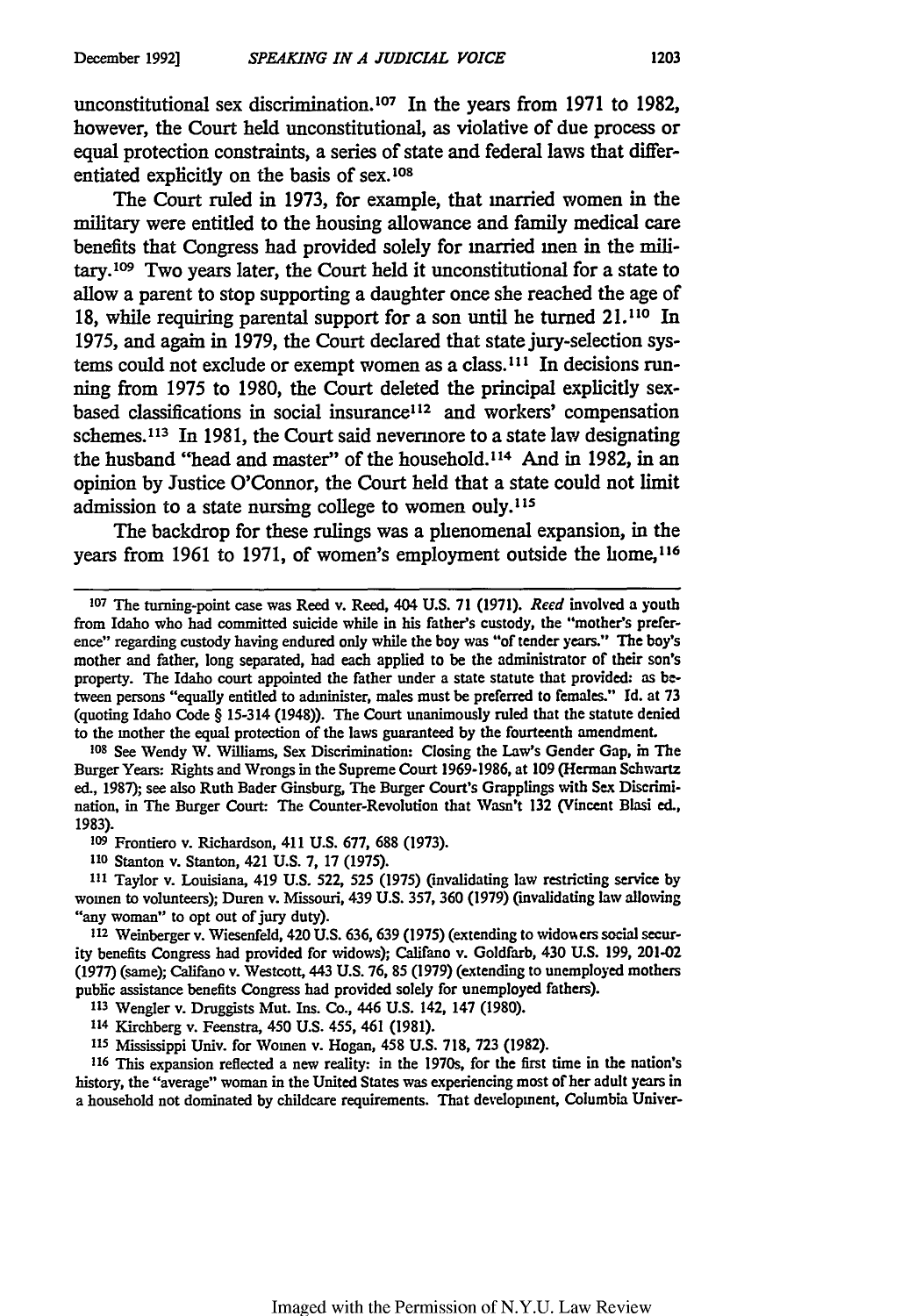unconstitutional sex discrimination.[107] In the years from 1971 to 1982, however, the Court held unconstitutional, as violative of due process or equal protection constraints, a series of state and federal laws that differentiated explicitly on the basis of sex.[108]

The Court ruled in 1973, for example, that married women in the military were entitled to the housing allowance and family medical care benefits that Congress had provided solely for married men in the military.[109] Two years later, the Court held it unconstitutional for a state to allow a parent to stop supporting a daughter once she reached the age of 18, while requiring parental support for a son until he turned 21.[110] In 1975, and again in 1979, the Court declared that state jury-selection systems could not exclude or exempt women as a class.[111] In decisions running from 1975 to 1980, the Court deleted the principal explicitly sex-based classifications in social insurance[112] and workers' compensation schemes.[113] In 1981, the Court said nevermore to a state law designating the husband "head and master" of the household.[114] And in 1982, in an opinion by Justice O'Connor, the Court held that a state could not limit admission to a state nursing college to women only.[115]

The backdrop for these rulings was a phenomenal expansion, in the years from 1961 to 1971, of women's employment outside the home,[116]

---

[107] The turning-point case was Reed v. Reed, 404 U.S. 71 (1971). *Reed* involved a youth from Idaho who had committed suicide while in his father's custody, the "mother's preference" regarding custody having endured only while the boy was "of tender years." The boy's mother and father, long separated, had each applied to be the administrator of their son's property. The Idaho court appointed the father under a state statute that provided: as between persons "equally entitled to administer, males must be preferred to females." Id. at 73 (quoting Idaho Code § 15-314 (1948)). The Court unanimously ruled that the statute denied to the mother the equal protection of the laws guaranteed by the fourteenth amendment.

[108] See Wendy W. Williams, Sex Discrimination: Closing the Law's Gender Gap, in The Burger Years: Rights and Wrongs in the Supreme Court 1969-1986, at 109 (Herman Schwartz ed., 1987); see also Ruth Bader Ginsburg, The Burger Court's Grapplings with Sex Discrimination, in The Burger Court: The Counter-Revolution that Wasn't 132 (Vincent Blasi ed., 1983).

[109] Frontiero v. Richardson, 411 U.S. 677, 688 (1973).

[110] Stanton v. Stanton, 421 U.S. 7, 17 (1975).

[111] Taylor v. Louisiana, 419 U.S. 522, 525 (1975) (invalidating law restricting service by women to volunteers); Duren v. Missouri, 439 U.S. 357, 360 (1979) (invalidating law allowing "any woman" to opt out of jury duty).

[112] Weinberger v. Wiesenfeld, 420 U.S. 636, 639 (1975) (extending to widowers social security benefits Congress had provided for widows); Califano v. Goldfarb, 430 U.S. 199, 201-02 (1977) (same); Califano v. Westcott, 443 U.S. 76, 85 (1979) (extending to unemployed mothers public assistance benefits Congress had provided solely for unemployed fathers).

[113] Wengler v. Druggists Mut. Ins. Co., 446 U.S. 142, 147 (1980).

[114] Kirchberg v. Feenstra, 450 U.S. 455, 461 (1981).

[115] Mississippi Univ. for Women v. Hogan, 458 U.S. 718, 723 (1982).

[116] This expansion reflected a new reality: in the 1970s, for the first time in the nation's history, the "average" woman in the United States was experiencing most of her adult years in a household not dominated by childcare requirements. That development, Columbia Univer-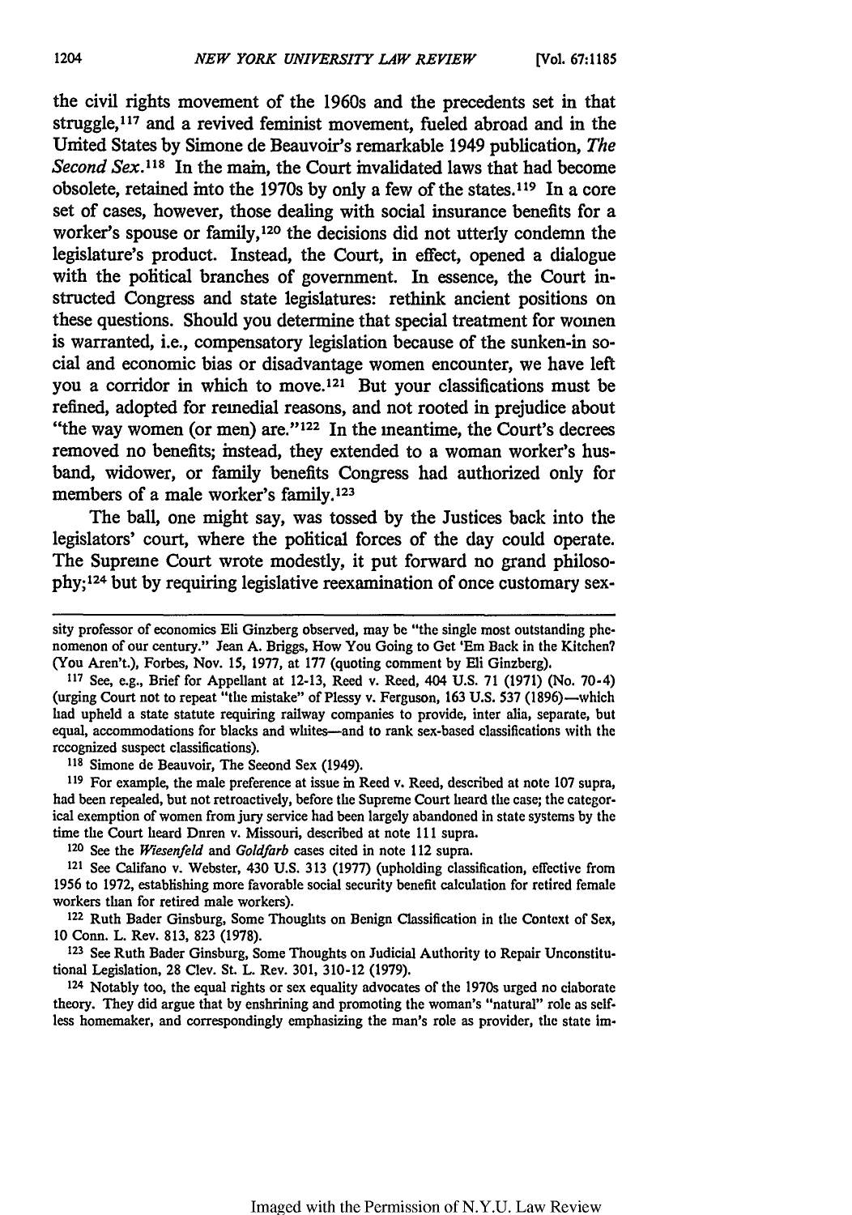the civil rights movement of the 1960s and the precedents set in that struggle,[117] and a revived feminist movement, fueled abroad and in the United States by Simone de Beauvoir's remarkable 1949 publication, *The Second Sex*.[118] In the main, the Court invalidated laws that had become obsolete, retained into the 1970s by only a few of the states.[119] In a core set of cases, however, those dealing with social insurance benefits for a worker's spouse or family,[120] the decisions did not utterly condemn the legislature's product. Instead, the Court, in effect, opened a dialogue with the political branches of government. In essence, the Court instructed Congress and state legislatures: rethink ancient positions on these questions. Should you determine that special treatment for women is warranted, i.e., compensatory legislation because of the sunken-in social and economic bias or disadvantage women encounter, we have left you a corridor in which to move.[121] But your classifications must be refined, adopted for remedial reasons, and not rooted in prejudice about "the way women (or men) are."[122] In the meantime, the Court's decrees removed no benefits; instead, they extended to a woman worker's husband, widower, or family benefits Congress had authorized only for members of a male worker's family.[123]

The ball, one might say, was tossed by the Justices back into the legislators' court, where the political forces of the day could operate. The Supreme Court wrote modestly, it put forward no grand philosophy;[124] but by requiring legislative reexamination of once customary sex-

---

sity professor of economics Eli Ginzberg observed, may be "the single most outstanding phenomenon of our century." Jean A. Briggs, How You Going to Get 'Em Back in the Kitchen? (You Aren't.), Forbes, Nov. 15, 1977, at 177 (quoting comment by Eli Ginzberg).

[117] See, e.g., Brief for Appellant at 12-13, Reed v. Reed, 404 U.S. 71 (1971) (No. 70-4) (urging Court not to repeat "the mistake" of Plessy v. Ferguson, 163 U.S. 537 (1896)—which had upheld a state statute requiring railway companies to provide, inter alia, separate, but equal, accommodations for blacks and whites—and to rank sex-based classifications with the recognized suspect classifications).

[118] Simone de Beauvoir, The Second Sex (1949).

[119] For example, the male preference at issue in Reed v. Reed, described at note 107 supra, had been repealed, but not retroactively, before the Supreme Court heard the case; the categorical exemption of women from jury service had been largely abandoned in state systems by the time the Court heard Duren v. Missouri, described at note 111 supra.

[120] See the *Wiesenfeld* and *Goldfarb* cases cited in note 112 supra.

[121] See Califano v. Webster, 430 U.S. 313 (1977) (upholding classification, effective from 1956 to 1972, establishing more favorable social security benefit calculation for retired female workers than for retired male workers).

[122] Ruth Bader Ginsburg, Some Thoughts on Benign Classification in the Context of Sex, 10 Conn. L. Rev. 813, 823 (1978).

[123] See Ruth Bader Ginsburg, Some Thoughts on Judicial Authority to Repair Unconstitutional Legislation, 28 Clev. St. L. Rev. 301, 310-12 (1979).

[124] Notably too, the equal rights or sex equality advocates of the 1970s urged no elaborate theory. They did argue that by enshrining and promoting the woman's "natural" role as selfless homemaker, and correspondingly emphasizing the man's role as provider, the state im-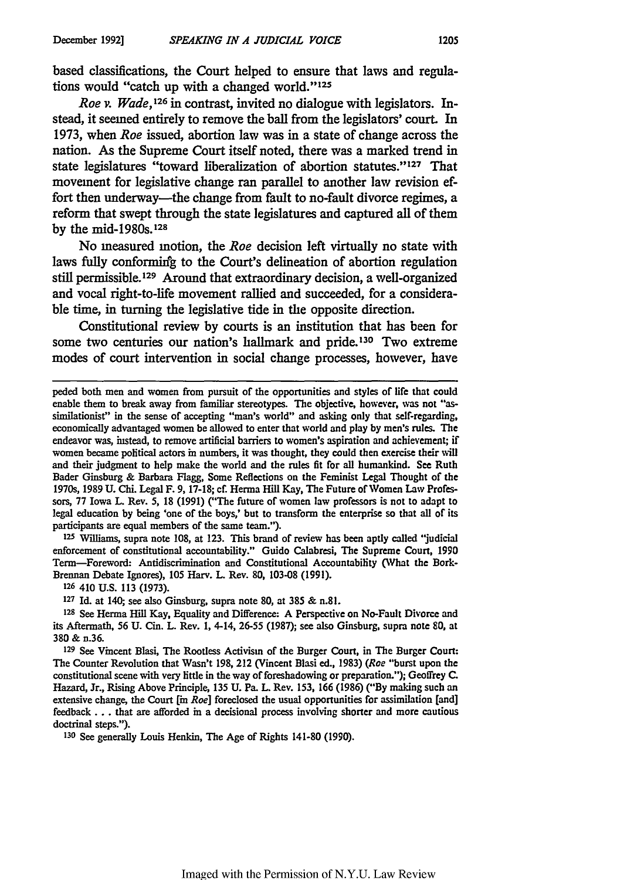based classifications, the Court helped to ensure that laws and regulations would "catch up with a changed world."[125]

*Roe v. Wade*,[126] in contrast, invited no dialogue with legislators. Instead, it seemed entirely to remove the ball from the legislators' court. In 1973, when *Roe* issued, abortion law was in a state of change across the nation. As the Supreme Court itself noted, there was a marked trend in state legislatures "toward liberalization of abortion statutes."[127] That movement for legislative change ran parallel to another law revision effort then underway—the change from fault to no-fault divorce regimes, a reform that swept through the state legislatures and captured all of them by the mid-1980s.[128]

No measured motion, the *Roe* decision left virtually no state with laws fully conforming to the Court's delineation of abortion regulation still permissible.[129] Around that extraordinary decision, a well-organized and vocal right-to-life movement rallied and succeeded, for a considerable time, in turning the legislative tide in the opposite direction.

Constitutional review by courts is an institution that has been for some two centuries our nation's hallmark and pride.[130] Two extreme modes of court intervention in social change processes, however, have

---

peded both men and women from pursuit of the opportunities and styles of life that could enable them to break away from familiar stereotypes. The objective, however, was not "assimilationist" in the sense of accepting "man's world" and asking only that self-regarding, economically advantaged women be allowed to enter that world and play by men's rules. The endeavor was, instead, to remove artificial barriers to women's aspiration and achievement; if women became political actors in numbers, it was thought, they could then exercise their will and their judgment to help make the world and the rules fit for all humankind. See Ruth Bader Ginsburg & Barbara Flagg, Some Reflections on the Feminist Legal Thought of the 1970s, 1989 U. Chi. Legal F. 9, 17-18; cf. Herma Hill Kay, The Future of Women Law Professors, 77 Iowa L. Rev. 5, 18 (1991) ("The future of women law professors is not to adapt to legal education by being 'one of the boys,' but to transform the enterprise so that all of its participants are equal members of the same team.").

[125] Williams, supra note 108, at 123. This brand of review has been aptly called "judicial enforcement of constitutional accountability." Guido Calabresi, The Supreme Court, 1990 Term—Foreword: Antidiscrimination and Constitutional Accountability (What the Bork-Brennan Debate Ignores), 105 Harv. L. Rev. 80, 103-08 (1991).

[126] 410 U.S. 113 (1973).

[127] Id. at 140; see also Ginsburg, supra note 80, at 385 & n.81.

[128] See Herma Hill Kay, Equality and Difference: A Perspective on No-Fault Divorce and its Aftermath, 56 U. Cin. L. Rev. 1, 4-14, 26-55 (1987); see also Ginsburg, supra note 80, at 380 & n.36.

[129] See Vincent Blasi, The Rootless Activism of the Burger Court, in The Burger Court: The Counter Revolution that Wasn't 198, 212 (Vincent Blasi ed., 1983) (*Roe* "burst upon the constitutional scene with very little in the way of foreshadowing or preparation."); Geoffrey C. Hazard, Jr., Rising Above Principle, 135 U. Pa. L. Rev. 153, 166 (1986) ("By making such an extensive change, the Court [in *Roe*] foreclosed the usual opportunities for assimilation [and] feedback . . . that are afforded in a decisional process involving shorter and more cautious doctrinal steps.").

[130] See generally Louis Henkin, The Age of Rights 141-80 (1990).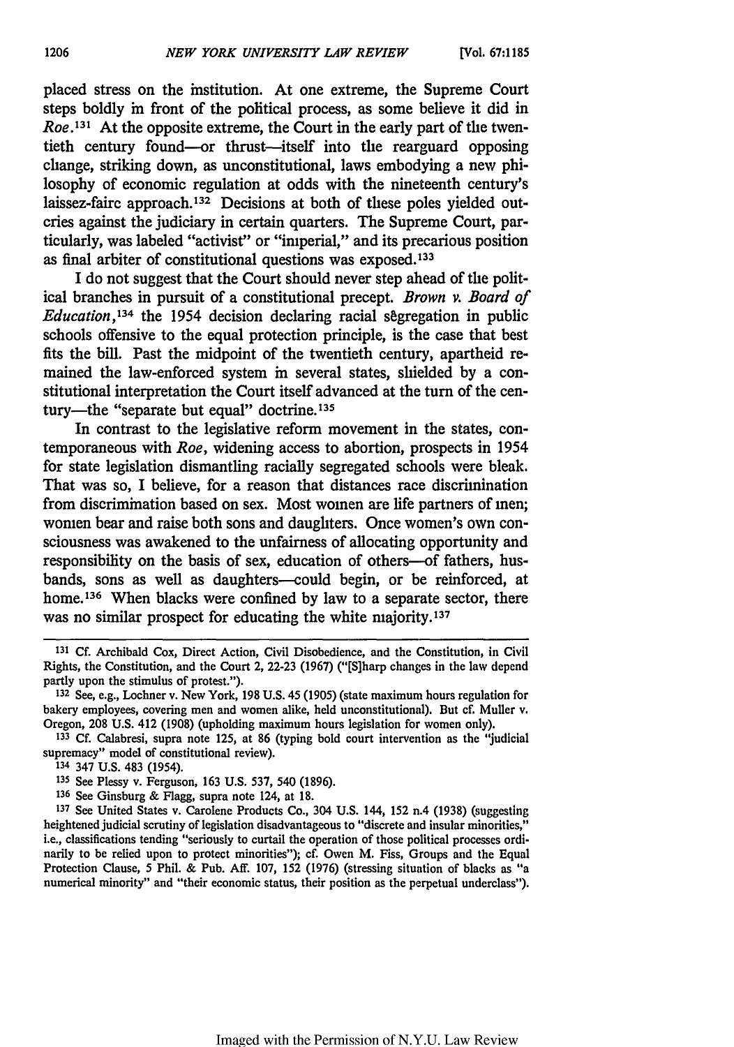placed stress on the institution. At one extreme, the Supreme Court steps boldly in front of the political process, as some believe it did in *Roe*.[131] At the opposite extreme, the Court in the early part of the twentieth century found—or thrust—itself into the rearguard opposing change, striking down, as unconstitutional, laws embodying a new philosophy of economic regulation at odds with the nineteenth century's laissez-faire approach.[132] Decisions at both of these poles yielded outcries against the judiciary in certain quarters. The Supreme Court, particularly, was labeled "activist" or "imperial," and its precarious position as final arbiter of constitutional questions was exposed.[133]

I do not suggest that the Court should never step ahead of the political branches in pursuit of a constitutional precept. *Brown v. Board of Education*,[134] the 1954 decision declaring racial segregation in public schools offensive to the equal protection principle, is the case that best fits the bill. Past the midpoint of the twentieth century, apartheid remained the law-enforced system in several states, shielded by a constitutional interpretation the Court itself advanced at the turn of the century—the "separate but equal" doctrine.[135]

In contrast to the legislative reform movement in the states, contemporaneous with *Roe*, widening access to abortion, prospects in 1954 for state legislation dismantling racially segregated schools were bleak. That was so, I believe, for a reason that distances race discrimination from discrimination based on sex. Most women are life partners of men; women bear and raise both sons and daughters. Once women's own consciousness was awakened to the unfairness of allocating opportunity and responsibility on the basis of sex, education of others—of fathers, husbands, sons as well as daughters—could begin, or be reinforced, at home.[136] When blacks were confined by law to a separate sector, there was no similar prospect for educating the white majority.[137]

---

[131] Cf. Archibald Cox, Direct Action, Civil Disobedience, and the Constitution, in Civil Rights, the Constitution, and the Court 2, 22-23 (1967) ("[S]harp changes in the law depend partly upon the stimulus of protest.").

[132] See, e.g., Lochner v. New York, 198 U.S. 45 (1905) (state maximum hours regulation for bakery employees, covering men and women alike, held unconstitutional). But cf. Muller v. Oregon, 208 U.S. 412 (1908) (upholding maximum hours legislation for women only).

[133] Cf. Calabresi, supra note 125, at 86 (typing bold court intervention as the "judicial supremacy" model of constitutional review).

[134] 347 U.S. 483 (1954).

[135] See Plessy v. Ferguson, 163 U.S. 537, 540 (1896).

[136] See Ginsburg & Flagg, supra note 124, at 18.

[137] See United States v. Carolene Products Co., 304 U.S. 144, 152 n.4 (1938) (suggesting heightened judicial scrutiny of legislation disadvantageous to "discrete and insular minorities," i.e., classifications tending "seriously to curtail the operation of those political processes ordinarily to be relied upon to protect minorities"); cf. Owen M. Fiss, Groups and the Equal Protection Clause, 5 Phil. & Pub. Aff. 107, 152 (1976) (stressing situation of blacks as "a numerical minority" and "their economic status, their position as the perpetual underclass").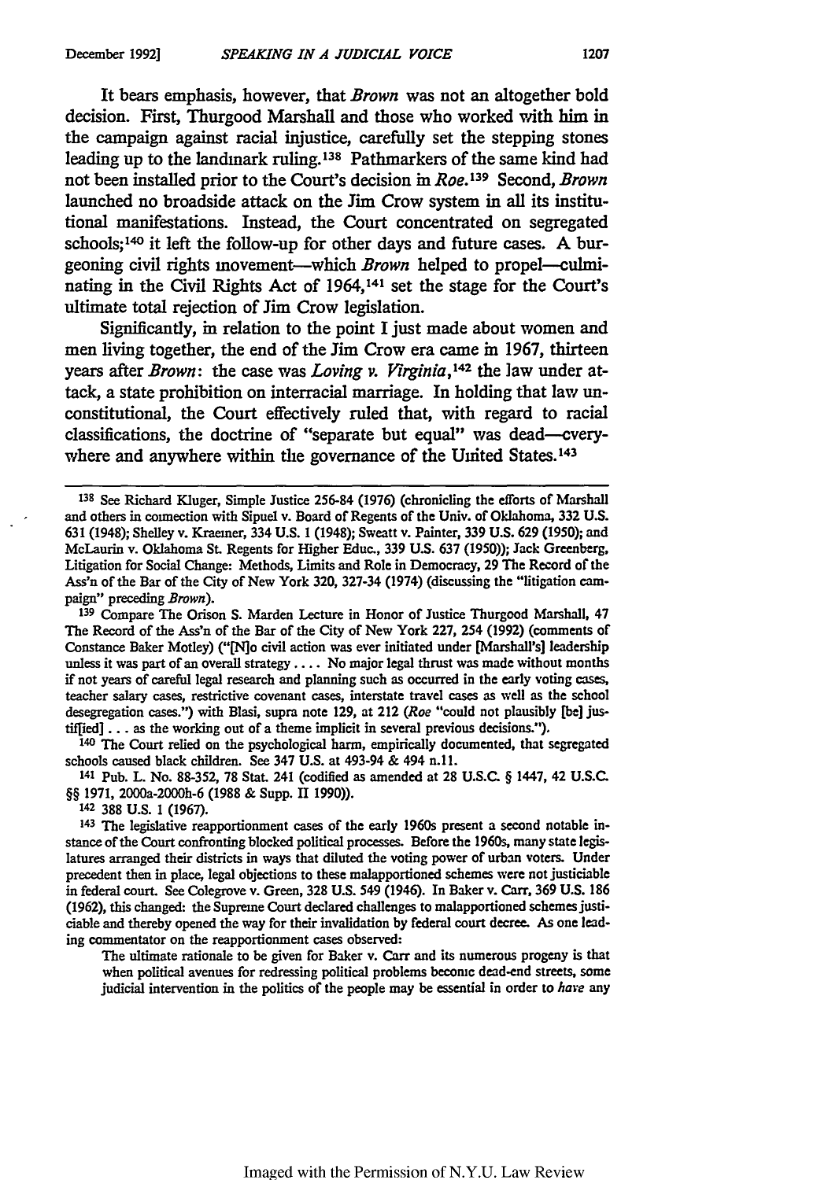It bears emphasis, however, that *Brown* was not an altogether bold decision. First, Thurgood Marshall and those who worked with him in the campaign against racial injustice, carefully set the stepping stones leading up to the landmark ruling.[138] Pathmarkers of the same kind had not been installed prior to the Court's decision in *Roe*.[139] Second, *Brown* launched no broadside attack on the Jim Crow system in all its institutional manifestations. Instead, the Court concentrated on segregated schools;[140] it left the follow-up for other days and future cases. A burgeoning civil rights movement—which *Brown* helped to propel—culminating in the Civil Rights Act of 1964,[141] set the stage for the Court's ultimate total rejection of Jim Crow legislation.

Significantly, in relation to the point I just made about women and men living together, the end of the Jim Crow era came in 1967, thirteen years after *Brown*: the case was *Loving v. Virginia*,[142] the law under attack, a state prohibition on interracial marriage. In holding that law unconstitutional, the Court effectively ruled that, with regard to racial classifications, the doctrine of "separate but equal" was dead—everywhere and anywhere within the governance of the United States.[143]

---

[138] See Richard Kluger, Simple Justice 256-84 (1976) (chronicling the efforts of Marshall and others in connection with Sipuel v. Board of Regents of the Univ. of Oklahoma, 332 U.S. 631 (1948); Shelley v. Kraemer, 334 U.S. 1 (1948); Sweatt v. Painter, 339 U.S. 629 (1950); and McLaurin v. Oklahoma St. Regents for Higher Educ., 339 U.S. 637 (1950)); Jack Greenberg, Litigation for Social Change: Methods, Limits and Role in Democracy, 29 The Record of the Ass'n of the Bar of the City of New York 320, 327-34 (1974) (discussing the "litigation campaign" preceding *Brown*).

[139] Compare The Orison S. Marden Lecture in Honor of Justice Thurgood Marshall, 47 The Record of the Ass'n of the Bar of the City of New York 227, 254 (1992) (comments of Constance Baker Motley) ("[N]o civil action was ever initiated under [Marshall's] leadership unless it was part of an overall strategy . . . . No major legal thrust was made without months if not years of careful legal research and planning such as occurred in the early voting cases, teacher salary cases, restrictive covenant cases, interstate travel cases as well as the school desegregation cases.") with Blasi, supra note 129, at 212 (*Roe* "could not plausibly [be] justif[ied] . . . as the working out of a theme implicit in several previous decisions.").

[140] The Court relied on the psychological harm, empirically documented, that segregated schools caused black children. See 347 U.S. at 493-94 & 494 n.11.

[141] Pub. L. No. 88-352, 78 Stat. 241 (codified as amended at 28 U.S.C. § 1447, 42 U.S.C. §§ 1971, 2000a-2000h-6 (1988 & Supp. II 1990)).

[142] 388 U.S. 1 (1967).

[143] The legislative reapportionment cases of the early 1960s present a second notable instance of the Court confronting blocked political processes. Before the 1960s, many state legislatures arranged their districts in ways that diluted the voting power of urban voters. Under precedent then in place, legal objections to these malapportioned schemes were not justiciable in federal court. See Colegrove v. Green, 328 U.S. 549 (1946). In Baker v. Carr, 369 U.S. 186 (1962), this changed: the Supreme Court declared challenges to malapportioned schemes justiciable and thereby opened the way for their invalidation by federal court decree. As one leading commentator on the reapportionment cases observed:

> The ultimate rationale to be given for Baker v. Carr and its numerous progeny is that when political avenues for redressing political problems become dead-end streets, some judicial intervention in the politics of the people may be essential in order to *have* any

Imaged with the Permission of N.Y.U. Law Review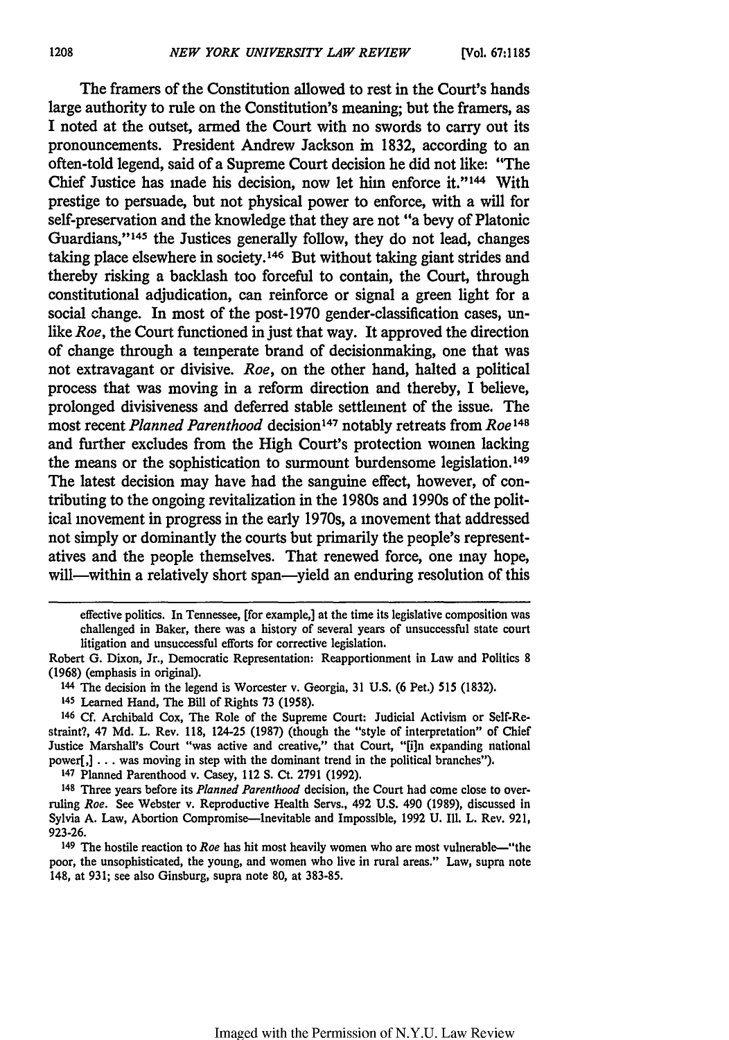The framers of the Constitution allowed to rest in the Court's hands large authority to rule on the Constitution's meaning; but the framers, as I noted at the outset, armed the Court with no swords to carry out its pronouncements. President Andrew Jackson in 1832, according to an often-told legend, said of a Supreme Court decision he did not like: "The Chief Justice has made his decision, now let him enforce it."[144] With prestige to persuade, but not physical power to enforce, with a will for self-preservation and the knowledge that they are not "a bevy of Platonic Guardians,"[145] the Justices generally follow, they do not lead, changes taking place elsewhere in society.[146] But without taking giant strides and thereby risking a backlash too forceful to contain, the Court, through constitutional adjudication, can reinforce or signal a green light for a social change. In most of the post-1970 gender-classification cases, unlike *Roe*, the Court functioned in just that way. It approved the direction of change through a temperate brand of decisionmaking, one that was not extravagant or divisive. *Roe*, on the other hand, halted a political process that was moving in a reform direction and thereby, I believe, prolonged divisiveness and deferred stable settlement of the issue. The most recent *Planned Parenthood* decision[147] notably retreats from *Roe*[148] and further excludes from the High Court's protection women lacking the means or the sophistication to surmount burdensome legislation.[149] The latest decision may have had the sanguine effect, however, of contributing to the ongoing revitalization in the 1980s and 1990s of the political movement in progress in the early 1970s, a movement that addressed not simply or dominantly the courts but primarily the people's representatives and the people themselves. That renewed force, one may hope, will—within a relatively short span—yield an enduring resolution of this

---

effective politics. In Tennessee, [for example,] at the time its legislative composition was challenged in Baker, there was a history of several years of unsuccessful state court litigation and unsuccessful efforts for corrective legislation.

Robert G. Dixon, Jr., Democratic Representation: Reapportionment in Law and Politics 8 (1968) (emphasis in original).

[144] The decision in the legend is Worcester v. Georgia, 31 U.S. (6 Pet.) 515 (1832).

[145] Learned Hand, The Bill of Rights 73 (1958).

[146] Cf. Archibald Cox, The Role of the Supreme Court: Judicial Activism or Self-Restraint?, 47 Md. L. Rev. 118, 124-25 (1987) (though the "style of interpretation" of Chief Justice Marshall's Court "was active and creative," that Court, "[i]n expanding national power[,] . . . was moving in step with the dominant trend in the political branches").

[147] Planned Parenthood v. Casey, 112 S. Ct. 2791 (1992).

[148] Three years before its *Planned Parenthood* decision, the Court had come close to overruling *Roe*. See Webster v. Reproductive Health Servs., 492 U.S. 490 (1989), discussed in Sylvia A. Law, Abortion Compromise—Inevitable and Impossible, 1992 U. Ill. L. Rev. 921, 923-26.

[149] The hostile reaction to *Roe* has hit most heavily women who are most vulnerable—"the poor, the unsophisticated, the young, and women who live in rural areas." Law, supra note 148, at 931; see also Ginsburg, supra note 80, at 383-85.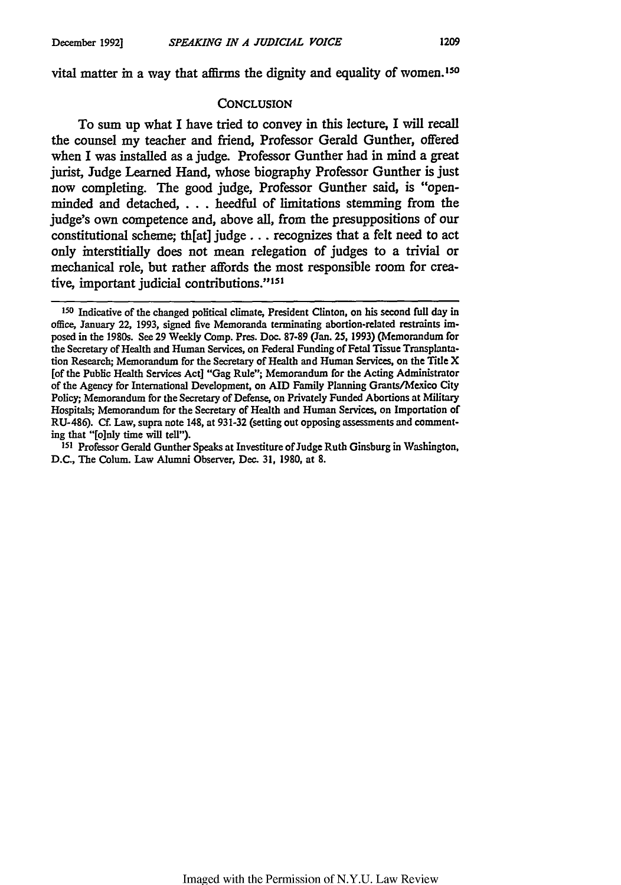vital matter in a way that affirms the dignity and equality of women.[150]

## CONCLUSION

To sum up what I have tried to convey in this lecture, I will recall the counsel my teacher and friend, Professor Gerald Gunther, offered when I was installed as a judge. Professor Gunther had in mind a great jurist, Judge Learned Hand, whose biography Professor Gunther is just now completing. The good judge, Professor Gunther said, is "open-minded and detached, . . . heedful of limitations stemming from the judge's own competence and, above all, from the presuppositions of our constitutional scheme; th[at] judge . . . recognizes that a felt need to act only interstitially does not mean relegation of judges to a trivial or mechanical role, but rather affords the most responsible room for creative, important judicial contributions."[151]

---

[150] Indicative of the changed political climate, President Clinton, on his second full day in office, January 22, 1993, signed five Memoranda terminating abortion-related restraints imposed in the 1980s. See 29 Weekly Comp. Pres. Doc. 87-89 (Jan. 25, 1993) (Memorandum for the Secretary of Health and Human Services, on Federal Funding of Fetal Tissue Transplantation Research; Memorandum for the Secretary of Health and Human Services, on the Title X [of the Public Health Services Act] "Gag Rule"; Memorandum for the Acting Administrator of the Agency for International Development, on AID Family Planning Grants/Mexico City Policy; Memorandum for the Secretary of Defense, on Privately Funded Abortions at Military Hospitals; Memorandum for the Secretary of Health and Human Services, on Importation of RU-486). Cf. Law, supra note 148, at 931-32 (setting out opposing assessments and commenting that "[o]nly time will tell").

[151] Professor Gerald Gunther Speaks at Investiture of Judge Ruth Ginsburg in Washington, D.C., The Colum. Law Alumni Observer, Dec. 31, 1980, at 8.